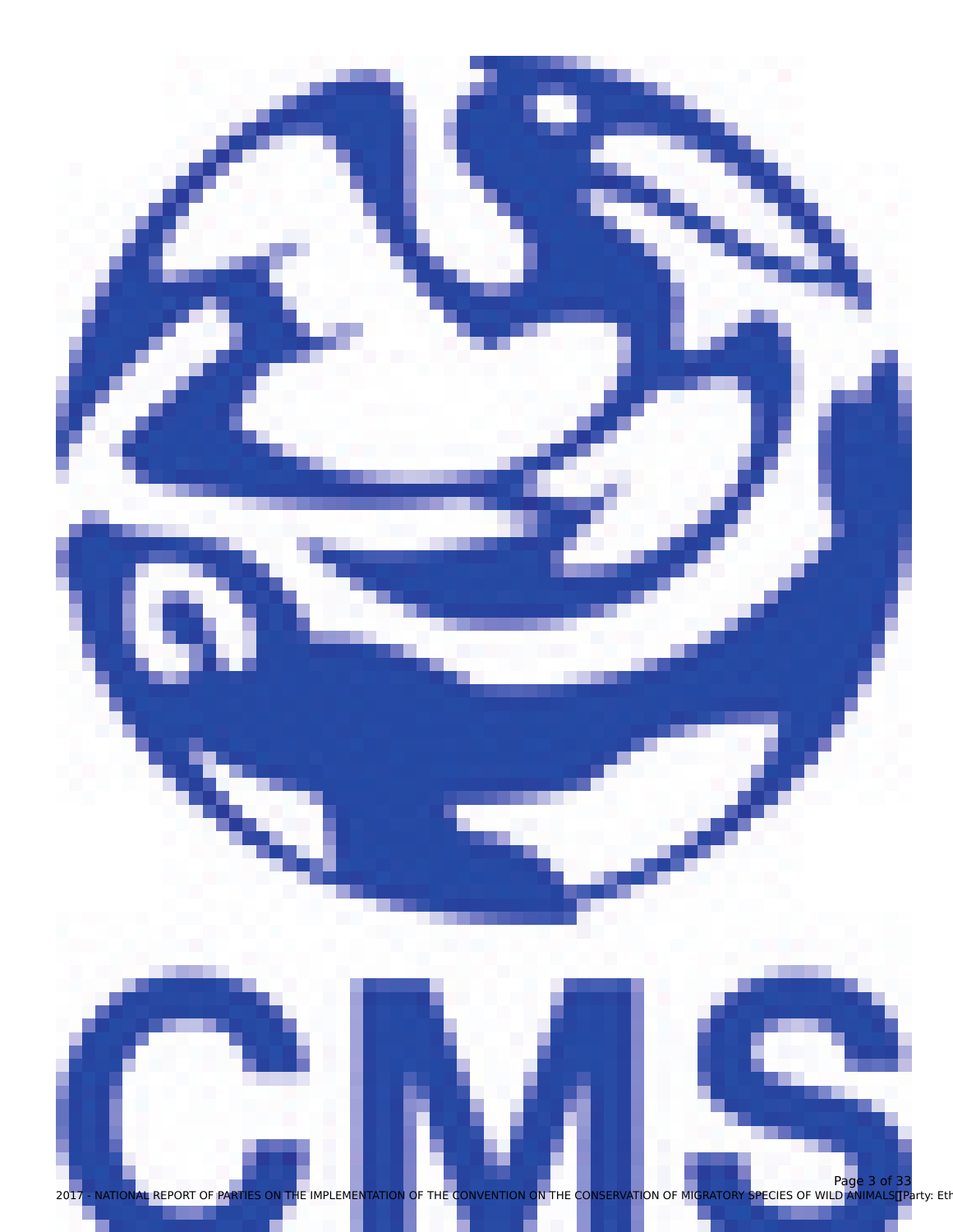CMS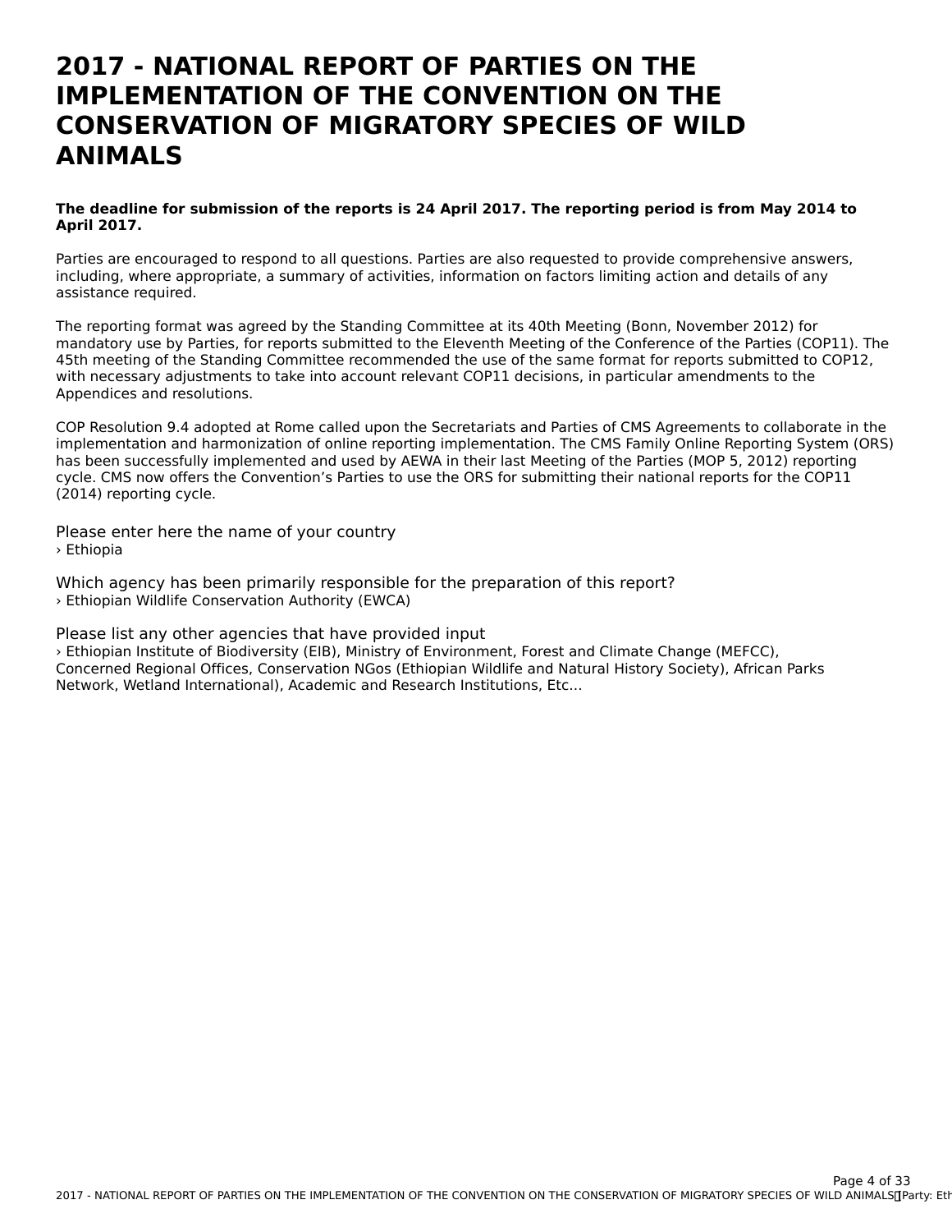# 2017 - NATIONAL REPORT OF PARTIES ON THE IMPLEMENTATION OF THE CONVENTION ON THE CONSERVATION OF MIGRATORY SPECIES OF WILD ANIMALS

**The deadline for submission of the reports is 24 April 2017. The reporting period is from May 2014 to April 2017.**

Parties are encouraged to respond to all questions. Parties are also requested to provide comprehensive answers, including, where appropriate, a summary of activities, information on factors limiting action and details of any assistance required.

The reporting format was agreed by the Standing Committee at its 40th Meeting (Bonn, November 2012) for mandatory use by Parties, for reports submitted to the Eleventh Meeting of the Conference of the Parties (COP11). The 45th meeting of the Standing Committee recommended the use of the same format for reports submitted to COP12, with necessary adjustments to take into account relevant COP11 decisions, in particular amendments to the Appendices and resolutions.

COP Resolution 9.4 adopted at Rome called upon the Secretariats and Parties of CMS Agreements to collaborate in the implementation and harmonization of online reporting implementation. The CMS Family Online Reporting System (ORS) has been successfully implemented and used by AEWA in their last Meeting of the Parties (MOP 5, 2012) reporting cycle. CMS now offers the Convention's Parties to use the ORS for submitting their national reports for the COP11 (2014) reporting cycle.

Please enter here the name of your country
› Ethiopia

Which agency has been primarily responsible for the preparation of this report?
› Ethiopian Wildlife Conservation Authority (EWCA)

Please list any other agencies that have provided input
› Ethiopian Institute of Biodiversity (EIB), Ministry of Environment, Forest and Climate Change (MEFCC), Concerned Regional Offices, Conservation NGos (Ethiopian Wildlife and Natural History Society), African Parks Network, Wetland International), Academic and Research Institutions, Etc...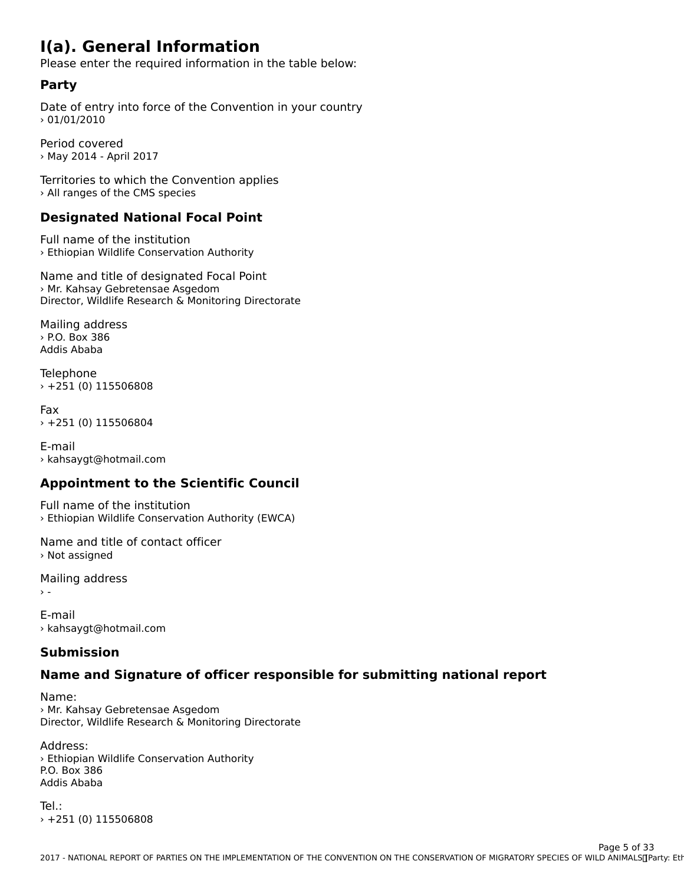# I(a). General Information

Please enter the required information in the table below:

## Party

Date of entry into force of the Convention in your country
› 01/01/2010

Period covered
› May 2014 - April 2017

Territories to which the Convention applies
› All ranges of the CMS species

## Designated National Focal Point

Full name of the institution
› Ethiopian Wildlife Conservation Authority

Name and title of designated Focal Point
› Mr. Kahsay Gebretensae Asgedom
Director, Wildlife Research & Monitoring Directorate

Mailing address
› P.O. Box 386
Addis Ababa

Telephone
› +251 (0) 115506808

Fax
› +251 (0) 115506804

E-mail
› kahsaygt@hotmail.com

## Appointment to the Scientific Council

Full name of the institution
› Ethiopian Wildlife Conservation Authority (EWCA)

Name and title of contact officer
› Not assigned

Mailing address
› -

E-mail
› kahsaygt@hotmail.com

## Submission

## Name and Signature of officer responsible for submitting national report

Name:
› Mr. Kahsay Gebretensae Asgedom
Director, Wildlife Research & Monitoring Directorate

Address:
› Ethiopian Wildlife Conservation Authority
P.O. Box 386
Addis Ababa

Tel.:
› +251 (0) 115506808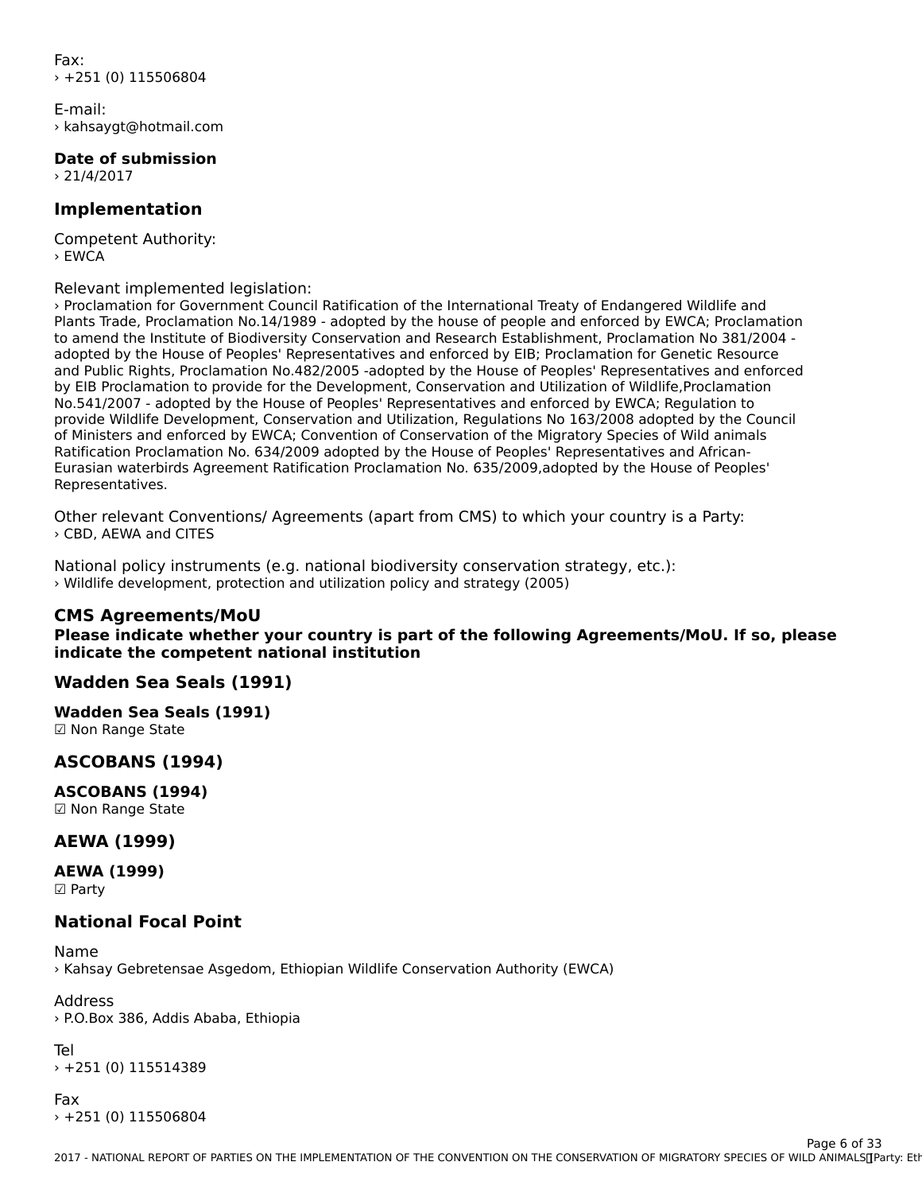Fax:
› +251 (0) 115506804

E-mail:
› kahsaygt@hotmail.com

**Date of submission**
› 21/4/2017

## Implementation

Competent Authority:
› EWCA

Relevant implemented legislation:
› Proclamation for Government Council Ratification of the International Treaty of Endangered Wildlife and Plants Trade, Proclamation No.14/1989 - adopted by the house of people and enforced by EWCA; Proclamation to amend the Institute of Biodiversity Conservation and Research Establishment, Proclamation No 381/2004 - adopted by the House of Peoples' Representatives and enforced by EIB; Proclamation for Genetic Resource and Public Rights, Proclamation No.482/2005 -adopted by the House of Peoples' Representatives and enforced by EIB Proclamation to provide for the Development, Conservation and Utilization of Wildlife,Proclamation No.541/2007 - adopted by the House of Peoples' Representatives and enforced by EWCA; Regulation to provide Wildlife Development, Conservation and Utilization, Regulations No 163/2008 adopted by the Council of Ministers and enforced by EWCA; Convention of Conservation of the Migratory Species of Wild animals Ratification Proclamation No. 634/2009 adopted by the House of Peoples' Representatives and African-Eurasian waterbirds Agreement Ratification Proclamation No. 635/2009,adopted by the House of Peoples' Representatives.

Other relevant Conventions/ Agreements (apart from CMS) to which your country is a Party:
› CBD, AEWA and CITES

National policy instruments (e.g. national biodiversity conservation strategy, etc.):
› Wildlife development, protection and utilization policy and strategy (2005)

## CMS Agreements/MoU

**Please indicate whether your country is part of the following Agreements/MoU. If so, please indicate the competent national institution**

### Wadden Sea Seals (1991)

**Wadden Sea Seals (1991)**
☑ Non Range State

### ASCOBANS (1994)

**ASCOBANS (1994)**
☑ Non Range State

### AEWA (1999)

**AEWA (1999)**
☑ Party

### National Focal Point

Name
› Kahsay Gebretensae Asgedom, Ethiopian Wildlife Conservation Authority (EWCA)

Address
› P.O.Box 386, Addis Ababa, Ethiopia

Tel
› +251 (0) 115514389

Fax
› +251 (0) 115506804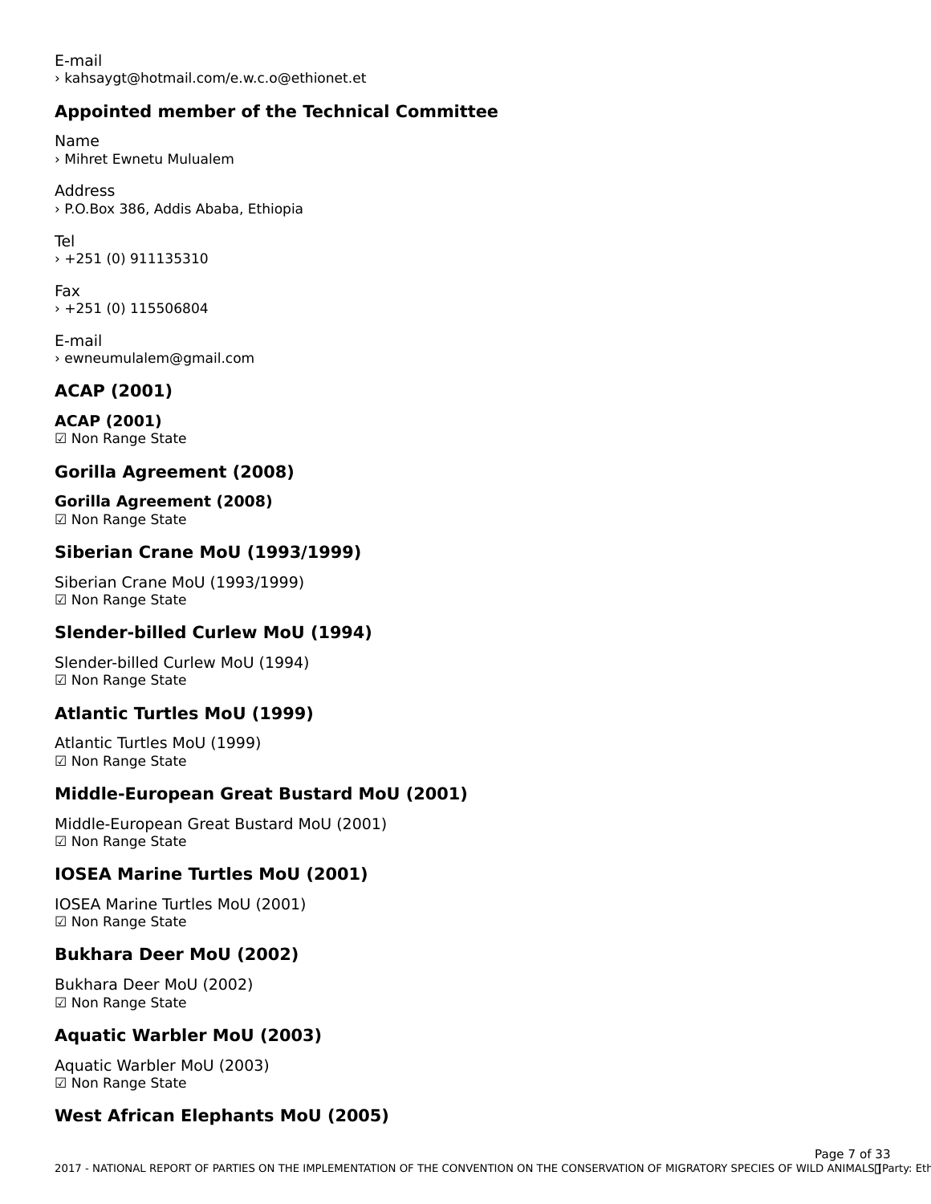E-mail
› kahsaygt@hotmail.com/e.w.c.o@ethionet.et

## Appointed member of the Technical Committee

Name
› Mihret Ewnetu Mulualem

Address
› P.O.Box 386, Addis Ababa, Ethiopia

Tel
› +251 (0) 911135310

Fax
› +251 (0) 115506804

E-mail
› ewneumulalem@gmail.com

## ACAP (2001)

**ACAP (2001)**
☑ Non Range State

## Gorilla Agreement (2008)

**Gorilla Agreement (2008)**
☑ Non Range State

## Siberian Crane MoU (1993/1999)

Siberian Crane MoU (1993/1999)
☑ Non Range State

## Slender-billed Curlew MoU (1994)

Slender-billed Curlew MoU (1994)
☑ Non Range State

## Atlantic Turtles MoU (1999)

Atlantic Turtles MoU (1999)
☑ Non Range State

## Middle-European Great Bustard MoU (2001)

Middle-European Great Bustard MoU (2001)
☑ Non Range State

## IOSEA Marine Turtles MoU (2001)

IOSEA Marine Turtles MoU (2001)
☑ Non Range State

## Bukhara Deer MoU (2002)

Bukhara Deer MoU (2002)
☑ Non Range State

## Aquatic Warbler MoU (2003)

Aquatic Warbler MoU (2003)
☑ Non Range State

## West African Elephants MoU (2005)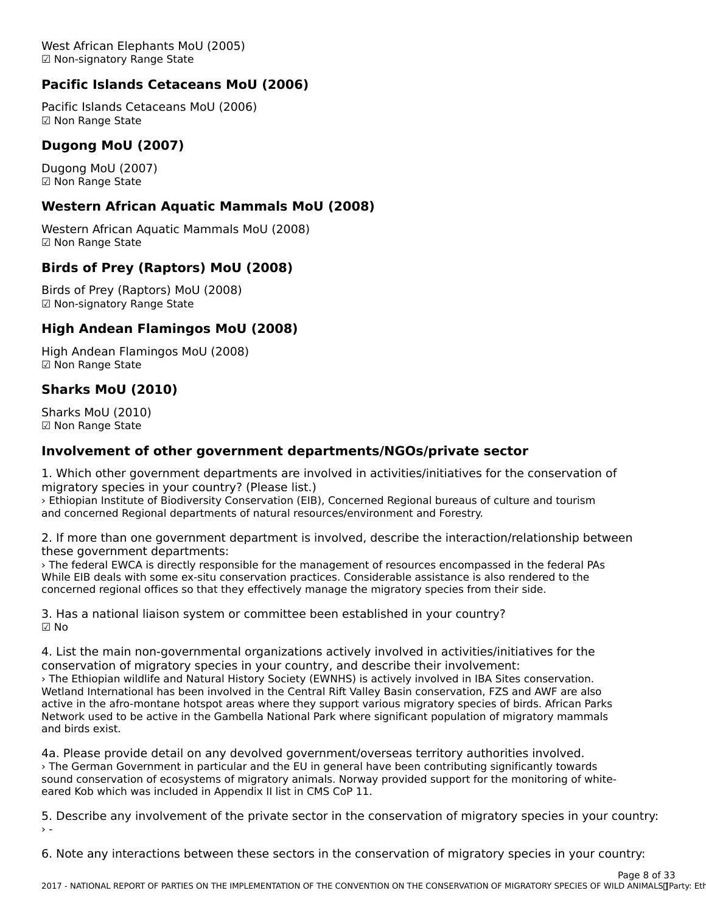West African Elephants MoU (2005)
☑ Non-signatory Range State

### Pacific Islands Cetaceans MoU (2006)

Pacific Islands Cetaceans MoU (2006)
☑ Non Range State

### Dugong MoU (2007)

Dugong MoU (2007)
☑ Non Range State

### Western African Aquatic Mammals MoU (2008)

Western African Aquatic Mammals MoU (2008)
☑ Non Range State

### Birds of Prey (Raptors) MoU (2008)

Birds of Prey (Raptors) MoU (2008)
☑ Non-signatory Range State

### High Andean Flamingos MoU (2008)

High Andean Flamingos MoU (2008)
☑ Non Range State

### Sharks MoU (2010)

Sharks MoU (2010)
☑ Non Range State

### Involvement of other government departments/NGOs/private sector

1. Which other government departments are involved in activities/initiatives for the conservation of migratory species in your country? (Please list.)
› Ethiopian Institute of Biodiversity Conservation (EIB), Concerned Regional bureaus of culture and tourism and concerned Regional departments of natural resources/environment and Forestry.

2. If more than one government department is involved, describe the interaction/relationship between these government departments:
› The federal EWCA is directly responsible for the management of resources encompassed in the federal PAs While EIB deals with some ex-situ conservation practices. Considerable assistance is also rendered to the concerned regional offices so that they effectively manage the migratory species from their side.

3. Has a national liaison system or committee been established in your country?
☑ No

4. List the main non-governmental organizations actively involved in activities/initiatives for the conservation of migratory species in your country, and describe their involvement:
› The Ethiopian wildlife and Natural History Society (EWNHS) is actively involved in IBA Sites conservation. Wetland International has been involved in the Central Rift Valley Basin conservation, FZS and AWF are also active in the afro-montane hotspot areas where they support various migratory species of birds. African Parks Network used to be active in the Gambella National Park where significant population of migratory mammals and birds exist.

4a. Please provide detail on any devolved government/overseas territory authorities involved.
› The German Government in particular and the EU in general have been contributing significantly towards sound conservation of ecosystems of migratory animals. Norway provided support for the monitoring of white-eared Kob which was included in Appendix II list in CMS CoP 11.

5. Describe any involvement of the private sector in the conservation of migratory species in your country:
› -

6. Note any interactions between these sectors in the conservation of migratory species in your country: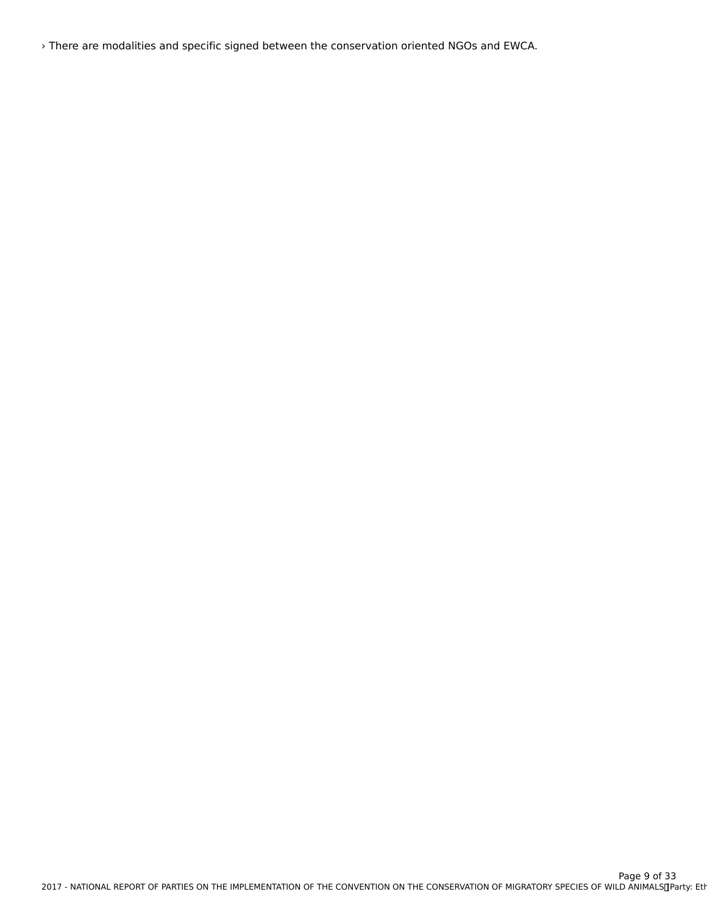› There are modalities and specific signed between the conservation oriented NGOs and EWCA.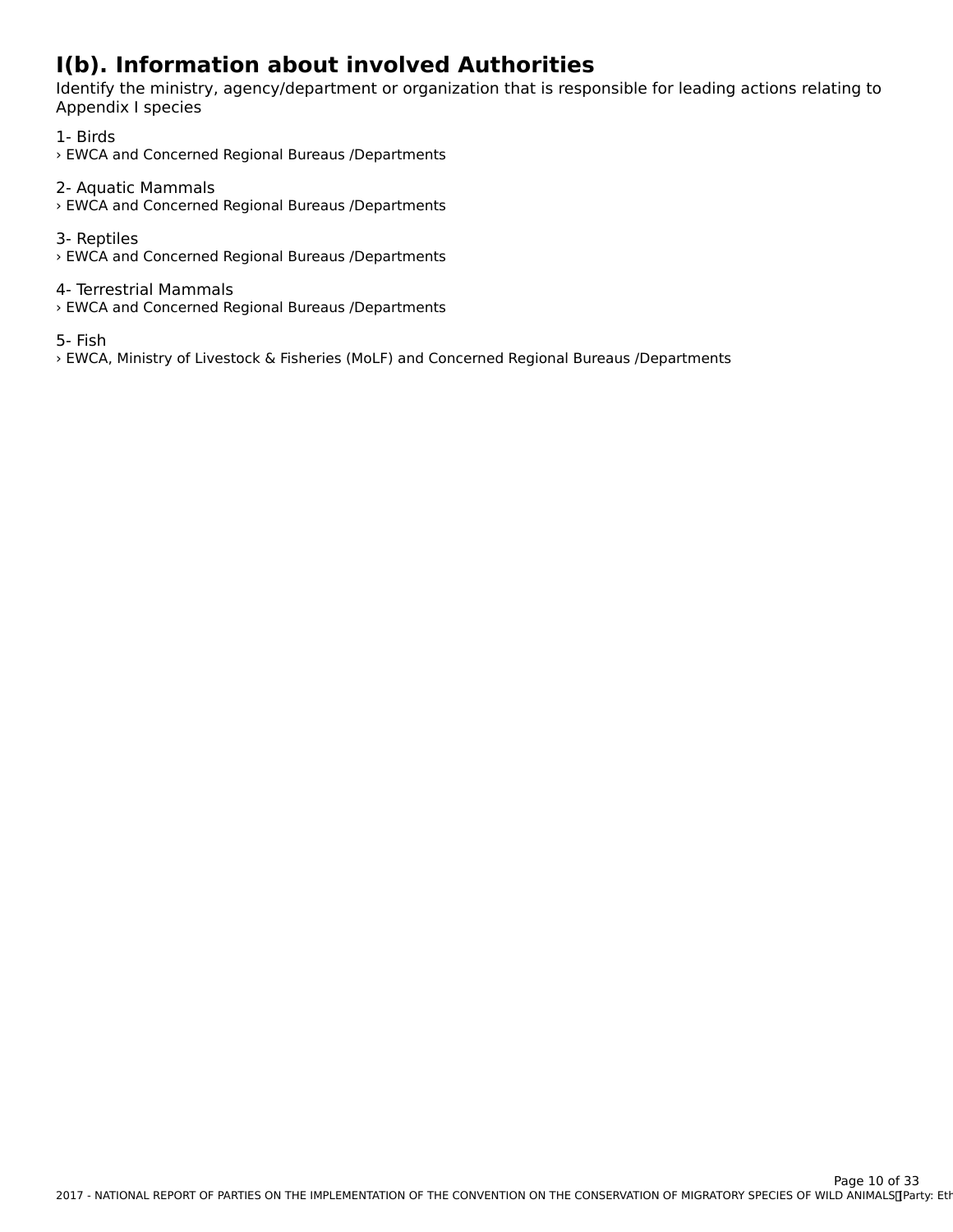## I(b). Information about involved Authorities

Identify the ministry, agency/department or organization that is responsible for leading actions relating to Appendix I species

1- Birds
› EWCA and Concerned Regional Bureaus /Departments

2- Aquatic Mammals
› EWCA and Concerned Regional Bureaus /Departments

3- Reptiles
› EWCA and Concerned Regional Bureaus /Departments

4- Terrestrial Mammals
› EWCA and Concerned Regional Bureaus /Departments

5- Fish
› EWCA, Ministry of Livestock & Fisheries (MoLF) and Concerned Regional Bureaus /Departments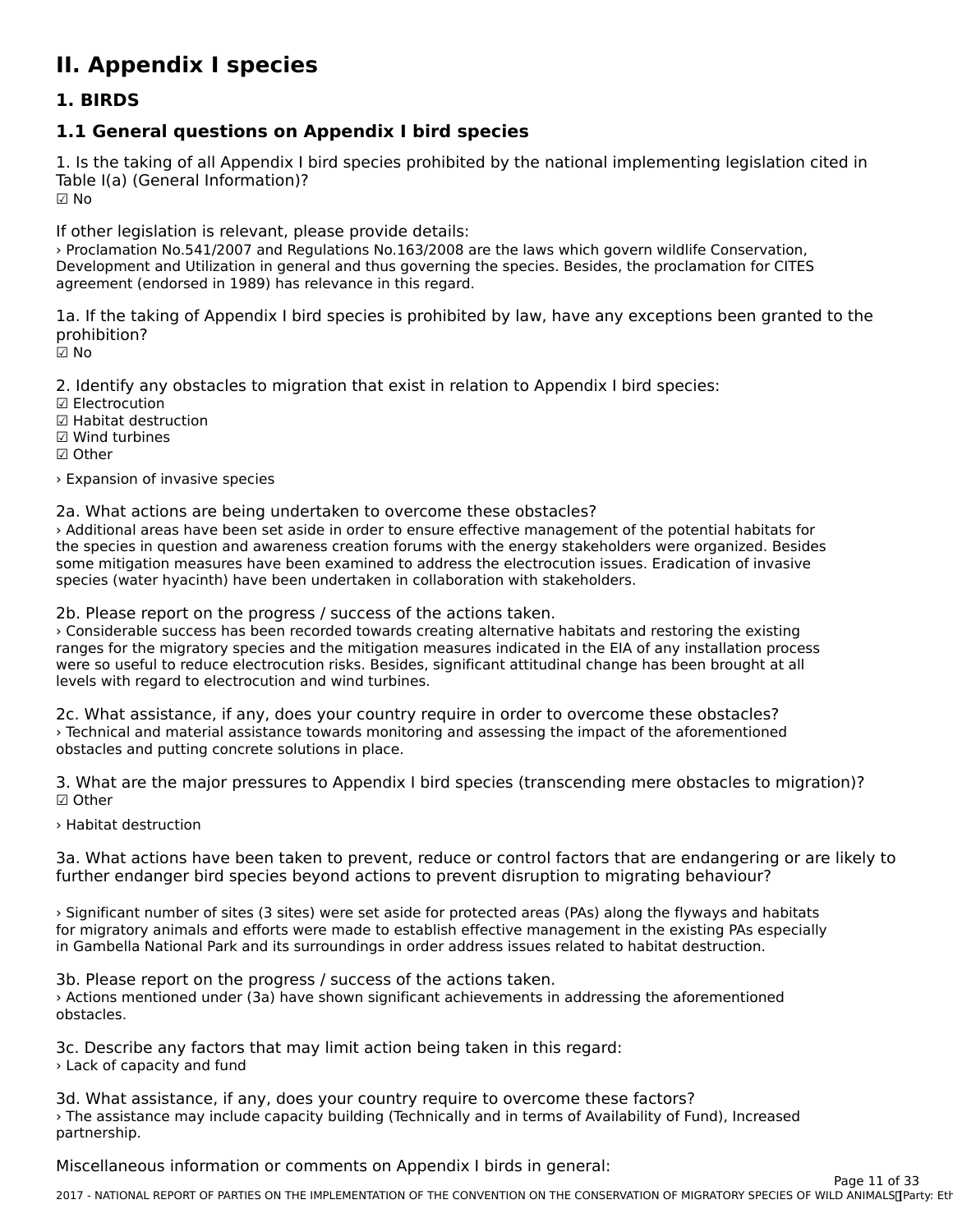# II. Appendix I species

## 1. BIRDS

### 1.1 General questions on Appendix I bird species

1. Is the taking of all Appendix I bird species prohibited by the national implementing legislation cited in Table I(a) (General Information)?
☑ No

If other legislation is relevant, please provide details:
› Proclamation No.541/2007 and Regulations No.163/2008 are the laws which govern wildlife Conservation, Development and Utilization in general and thus governing the species. Besides, the proclamation for CITES agreement (endorsed in 1989) has relevance in this regard.

1a. If the taking of Appendix I bird species is prohibited by law, have any exceptions been granted to the prohibition?
☑ No

2. Identify any obstacles to migration that exist in relation to Appendix I bird species:
☑ Electrocution
☑ Habitat destruction
☑ Wind turbines
☑ Other

› Expansion of invasive species

2a. What actions are being undertaken to overcome these obstacles?
› Additional areas have been set aside in order to ensure effective management of the potential habitats for the species in question and awareness creation forums with the energy stakeholders were organized. Besides some mitigation measures have been examined to address the electrocution issues. Eradication of invasive species (water hyacinth) have been undertaken in collaboration with stakeholders.

2b. Please report on the progress / success of the actions taken.
› Considerable success has been recorded towards creating alternative habitats and restoring the existing ranges for the migratory species and the mitigation measures indicated in the EIA of any installation process were so useful to reduce electrocution risks. Besides, significant attitudinal change has been brought at all levels with regard to electrocution and wind turbines.

2c. What assistance, if any, does your country require in order to overcome these obstacles?
› Technical and material assistance towards monitoring and assessing the impact of the aforementioned obstacles and putting concrete solutions in place.

3. What are the major pressures to Appendix I bird species (transcending mere obstacles to migration)?
☑ Other

› Habitat destruction

3a. What actions have been taken to prevent, reduce or control factors that are endangering or are likely to further endanger bird species beyond actions to prevent disruption to migrating behaviour?

› Significant number of sites (3 sites) were set aside for protected areas (PAs) along the flyways and habitats for migratory animals and efforts were made to establish effective management in the existing PAs especially in Gambella National Park and its surroundings in order address issues related to habitat destruction.

3b. Please report on the progress / success of the actions taken.
› Actions mentioned under (3a) have shown significant achievements in addressing the aforementioned obstacles.

3c. Describe any factors that may limit action being taken in this regard:
› Lack of capacity and fund

3d. What assistance, if any, does your country require to overcome these factors?
› The assistance may include capacity building (Technically and in terms of Availability of Fund), Increased partnership.

Miscellaneous information or comments on Appendix I birds in general: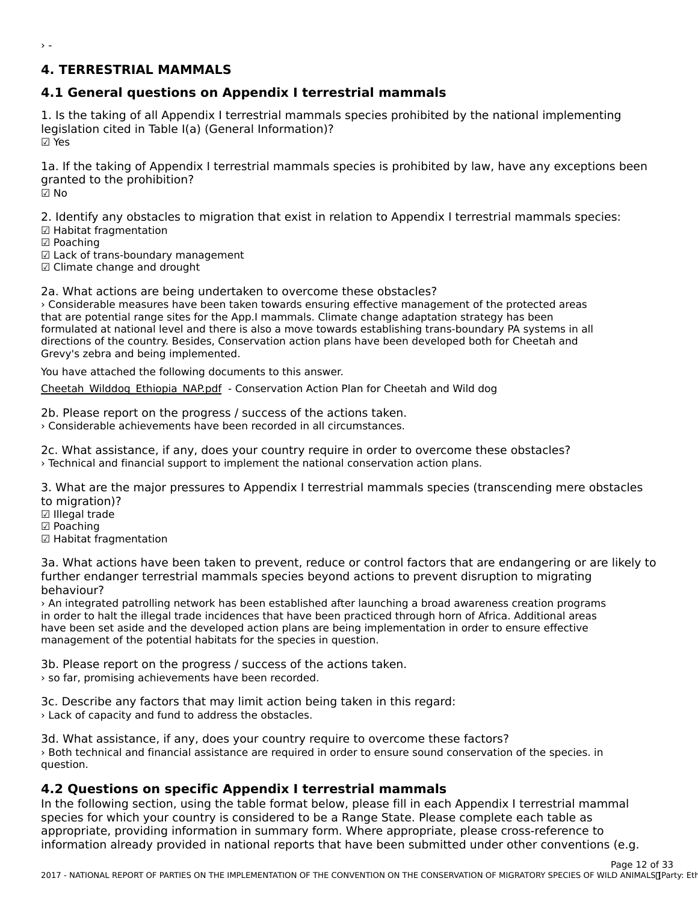› -

## 4. TERRESTRIAL MAMMALS

### 4.1 General questions on Appendix I terrestrial mammals

1. Is the taking of all Appendix I terrestrial mammals species prohibited by the national implementing legislation cited in Table I(a) (General Information)?
☑ Yes

1a. If the taking of Appendix I terrestrial mammals species is prohibited by law, have any exceptions been granted to the prohibition?
☑ No

2. Identify any obstacles to migration that exist in relation to Appendix I terrestrial mammals species:
☑ Habitat fragmentation
☑ Poaching
☑ Lack of trans-boundary management
☑ Climate change and drought

2a. What actions are being undertaken to overcome these obstacles?
› Considerable measures have been taken towards ensuring effective management of the protected areas that are potential range sites for the App.I mammals. Climate change adaptation strategy has been formulated at national level and there is also a move towards establishing trans-boundary PA systems in all directions of the country. Besides, Conservation action plans have been developed both for Cheetah and Grevy's zebra and being implemented.

You have attached the following documents to this answer.

Cheetah_Wilddog_Ethiopia_NAP.pdf - Conservation Action Plan for Cheetah and Wild dog

2b. Please report on the progress / success of the actions taken.
› Considerable achievements have been recorded in all circumstances.

2c. What assistance, if any, does your country require in order to overcome these obstacles?
› Technical and financial support to implement the national conservation action plans.

3. What are the major pressures to Appendix I terrestrial mammals species (transcending mere obstacles to migration)?
☑ Illegal trade
☑ Poaching
☑ Habitat fragmentation

3a. What actions have been taken to prevent, reduce or control factors that are endangering or are likely to further endanger terrestrial mammals species beyond actions to prevent disruption to migrating behaviour?
› An integrated patrolling network has been established after launching a broad awareness creation programs in order to halt the illegal trade incidences that have been practiced through horn of Africa. Additional areas have been set aside and the developed action plans are being implementation in order to ensure effective management of the potential habitats for the species in question.

3b. Please report on the progress / success of the actions taken.
› so far, promising achievements have been recorded.

3c. Describe any factors that may limit action being taken in this regard:
› Lack of capacity and fund to address the obstacles.

3d. What assistance, if any, does your country require to overcome these factors?
› Both technical and financial assistance are required in order to ensure sound conservation of the species. in question.

### 4.2 Questions on specific Appendix I terrestrial mammals

In the following section, using the table format below, please fill in each Appendix I terrestrial mammal species for which your country is considered to be a Range State. Please complete each table as appropriate, providing information in summary form. Where appropriate, please cross-reference to information already provided in national reports that have been submitted under other conventions (e.g.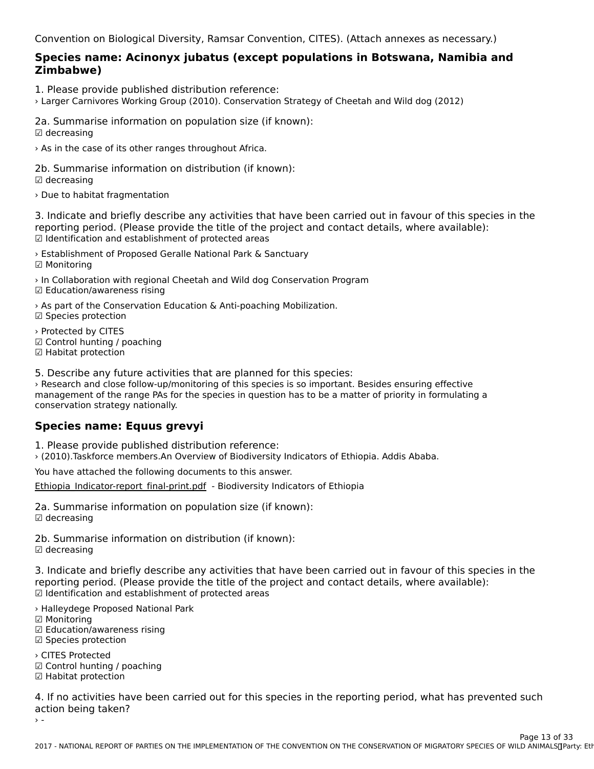Convention on Biological Diversity, Ramsar Convention, CITES). (Attach annexes as necessary.)

### Species name: Acinonyx jubatus (except populations in Botswana, Namibia and Zimbabwe)

1. Please provide published distribution reference:
› Larger Carnivores Working Group (2010). Conservation Strategy of Cheetah and Wild dog (2012)

2a. Summarise information on population size (if known):
☑ decreasing

› As in the case of its other ranges throughout Africa.

2b. Summarise information on distribution (if known):
☑ decreasing

› Due to habitat fragmentation

3. Indicate and briefly describe any activities that have been carried out in favour of this species in the reporting period. (Please provide the title of the project and contact details, where available):
☑ Identification and establishment of protected areas

› Establishment of Proposed Geralle National Park & Sanctuary
☑ Monitoring

› In Collaboration with regional Cheetah and Wild dog Conservation Program
☑ Education/awareness rising

› As part of the Conservation Education & Anti-poaching Mobilization.
☑ Species protection

› Protected by CITES
☑ Control hunting / poaching
☑ Habitat protection

5. Describe any future activities that are planned for this species:
› Research and close follow-up/monitoring of this species is so important. Besides ensuring effective management of the range PAs for the species in question has to be a matter of priority in formulating a conservation strategy nationally.

### Species name: Equus grevyi

1. Please provide published distribution reference:
› (2010).Taskforce members.An Overview of Biodiversity Indicators of Ethiopia. Addis Ababa.

You have attached the following documents to this answer.

Ethiopia_Indicator-report_final-print.pdf - Biodiversity Indicators of Ethiopia

2a. Summarise information on population size (if known):
☑ decreasing

2b. Summarise information on distribution (if known):
☑ decreasing

3. Indicate and briefly describe any activities that have been carried out in favour of this species in the reporting period. (Please provide the title of the project and contact details, where available):
☑ Identification and establishment of protected areas

› Halleydege Proposed National Park
☑ Monitoring
☑ Education/awareness rising
☑ Species protection

› CITES Protected
☑ Control hunting / poaching
☑ Habitat protection

4. If no activities have been carried out for this species in the reporting period, what has prevented such action being taken?
› -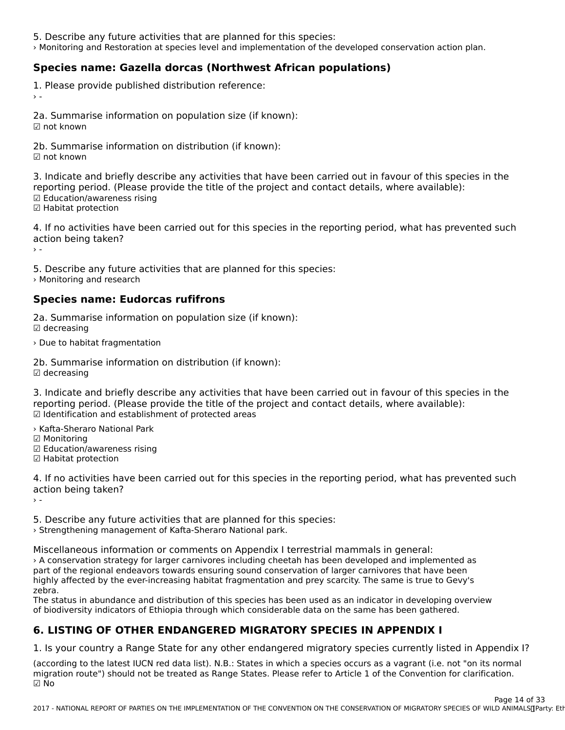5. Describe any future activities that are planned for this species:
› Monitoring and Restoration at species level and implementation of the developed conservation action plan.

### Species name: Gazella dorcas (Northwest African populations)

1. Please provide published distribution reference:
› -

2a. Summarise information on population size (if known):
☑ not known

2b. Summarise information on distribution (if known):
☑ not known

3. Indicate and briefly describe any activities that have been carried out in favour of this species in the reporting period. (Please provide the title of the project and contact details, where available):
☑ Education/awareness rising
☑ Habitat protection

4. If no activities have been carried out for this species in the reporting period, what has prevented such action being taken?
› -

5. Describe any future activities that are planned for this species:
› Monitoring and research

### Species name: Eudorcas rufifrons

2a. Summarise information on population size (if known):
☑ decreasing

› Due to habitat fragmentation

2b. Summarise information on distribution (if known):
☑ decreasing

3. Indicate and briefly describe any activities that have been carried out in favour of this species in the reporting period. (Please provide the title of the project and contact details, where available):
☑ Identification and establishment of protected areas

› Kafta-Sheraro National Park
☑ Monitoring
☑ Education/awareness rising
☑ Habitat protection

4. If no activities have been carried out for this species in the reporting period, what has prevented such action being taken?
› -

5. Describe any future activities that are planned for this species:
› Strengthening management of Kafta-Sheraro National park.

Miscellaneous information or comments on Appendix I terrestrial mammals in general:
› A conservation strategy for larger carnivores including cheetah has been developed and implemented as part of the regional endeavors towards ensuring sound conservation of larger carnivores that have been highly affected by the ever-increasing habitat fragmentation and prey scarcity. The same is true to Gevy's zebra.
The status in abundance and distribution of this species has been used as an indicator in developing overview of biodiversity indicators of Ethiopia through which considerable data on the same has been gathered.

## 6. LISTING OF OTHER ENDANGERED MIGRATORY SPECIES IN APPENDIX I

1. Is your country a Range State for any other endangered migratory species currently listed in Appendix I?

(according to the latest IUCN red data list). N.B.: States in which a species occurs as a vagrant (i.e. not "on its normal migration route") should not be treated as Range States. Please refer to Article 1 of the Convention for clarification.
☑ No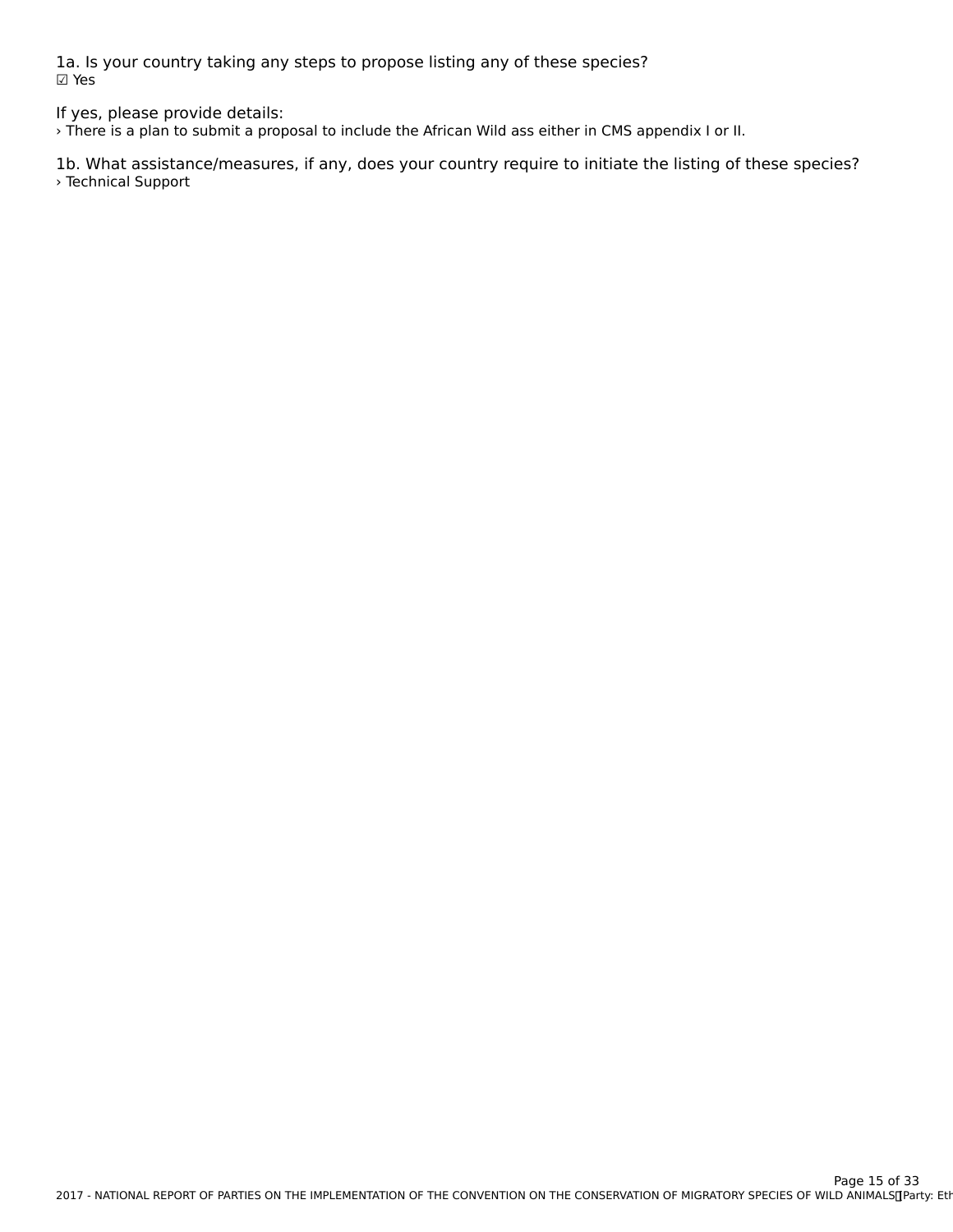1a. Is your country taking any steps to propose listing any of these species?
☑ Yes

If yes, please provide details:
› There is a plan to submit a proposal to include the African Wild ass either in CMS appendix I or II.

1b. What assistance/measures, if any, does your country require to initiate the listing of these species?
› Technical Support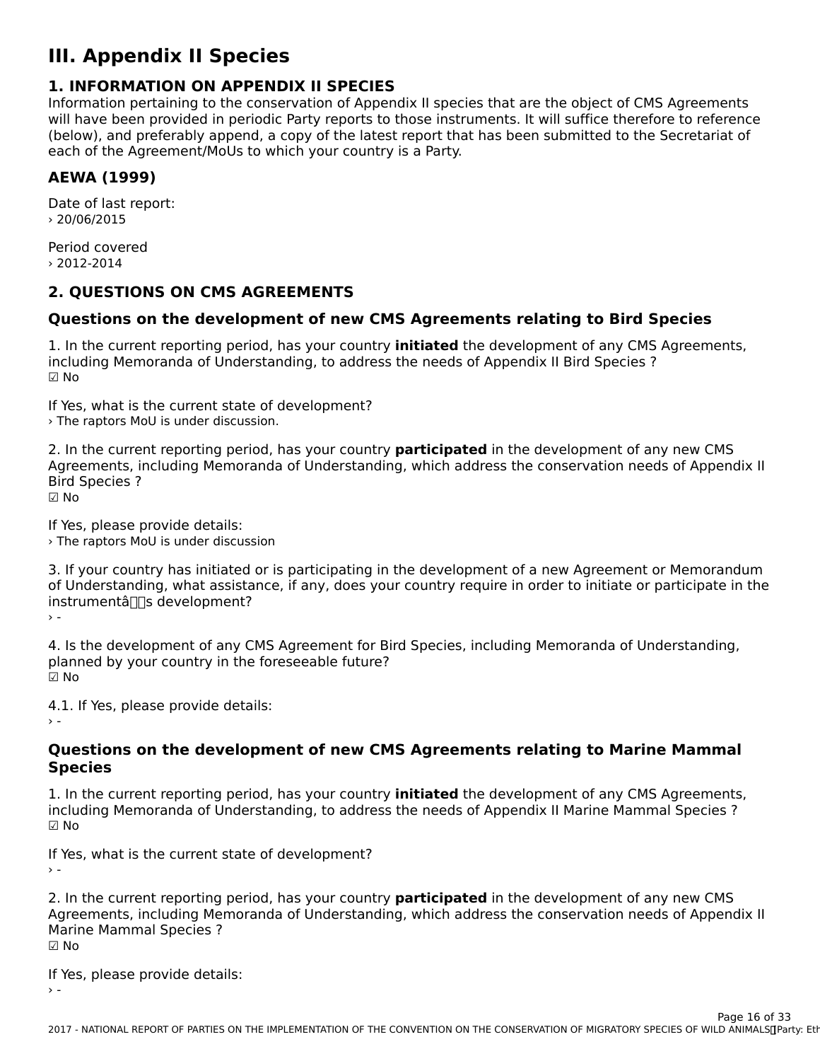# III. Appendix II Species

## 1. INFORMATION ON APPENDIX II SPECIES

Information pertaining to the conservation of Appendix II species that are the object of CMS Agreements will have been provided in periodic Party reports to those instruments. It will suffice therefore to reference (below), and preferably append, a copy of the latest report that has been submitted to the Secretariat of each of the Agreement/MoUs to which your country is a Party.

### AEWA (1999)

Date of last report:
› 20/06/2015

Period covered
› 2012-2014

## 2. QUESTIONS ON CMS AGREEMENTS

### Questions on the development of new CMS Agreements relating to Bird Species

1. In the current reporting period, has your country **initiated** the development of any CMS Agreements, including Memoranda of Understanding, to address the needs of Appendix II Bird Species ?
☑ No

If Yes, what is the current state of development?
› The raptors MoU is under discussion.

2. In the current reporting period, has your country **participated** in the development of any new CMS Agreements, including Memoranda of Understanding, which address the conservation needs of Appendix II Bird Species ?
☑ No

If Yes, please provide details:
› The raptors MoU is under discussion

3. If your country has initiated or is participating in the development of a new Agreement or Memorandum of Understanding, what assistance, if any, does your country require in order to initiate or participate in the instrumentâs development?
› -

4. Is the development of any CMS Agreement for Bird Species, including Memoranda of Understanding, planned by your country in the foreseeable future?
☑ No

4.1. If Yes, please provide details:
› -

### Questions on the development of new CMS Agreements relating to Marine Mammal Species

1. In the current reporting period, has your country **initiated** the development of any CMS Agreements, including Memoranda of Understanding, to address the needs of Appendix II Marine Mammal Species ?
☑ No

If Yes, what is the current state of development?
› -

2. In the current reporting period, has your country **participated** in the development of any new CMS Agreements, including Memoranda of Understanding, which address the conservation needs of Appendix II Marine Mammal Species ?
☑ No

If Yes, please provide details:
› -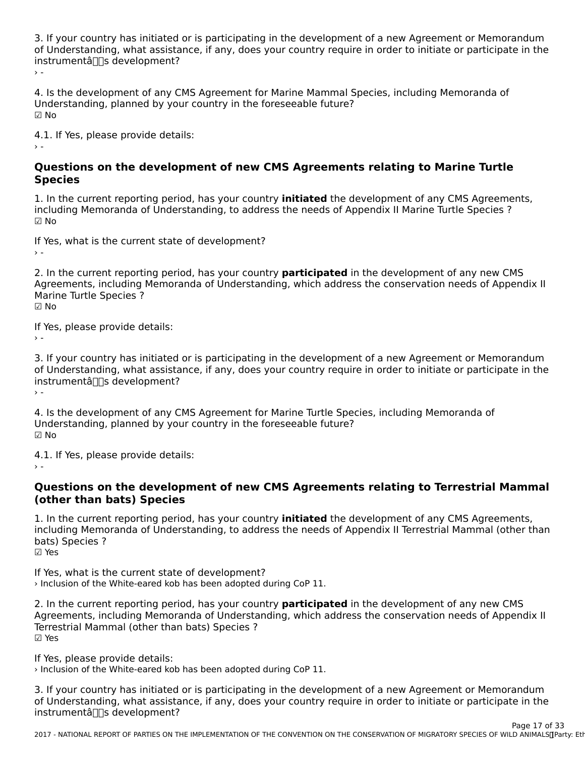3. If your country has initiated or is participating in the development of a new Agreement or Memorandum of Understanding, what assistance, if any, does your country require in order to initiate or participate in the instrumentâs development?
› -

4. Is the development of any CMS Agreement for Marine Mammal Species, including Memoranda of Understanding, planned by your country in the foreseeable future?
☑ No

4.1. If Yes, please provide details:
› -

### Questions on the development of new CMS Agreements relating to Marine Turtle Species

1. In the current reporting period, has your country **initiated** the development of any CMS Agreements, including Memoranda of Understanding, to address the needs of Appendix II Marine Turtle Species ?
☑ No

If Yes, what is the current state of development?
› -

2. In the current reporting period, has your country **participated** in the development of any new CMS Agreements, including Memoranda of Understanding, which address the conservation needs of Appendix II Marine Turtle Species ?
☑ No

If Yes, please provide details:
› -

3. If your country has initiated or is participating in the development of a new Agreement or Memorandum of Understanding, what assistance, if any, does your country require in order to initiate or participate in the instrumentâs development?
› -

4. Is the development of any CMS Agreement for Marine Turtle Species, including Memoranda of Understanding, planned by your country in the foreseeable future?
☑ No

4.1. If Yes, please provide details:
› -

### Questions on the development of new CMS Agreements relating to Terrestrial Mammal (other than bats) Species

1. In the current reporting period, has your country **initiated** the development of any CMS Agreements, including Memoranda of Understanding, to address the needs of Appendix II Terrestrial Mammal (other than bats) Species ?
☑ Yes

If Yes, what is the current state of development?
› Inclusion of the White-eared kob has been adopted during CoP 11.

2. In the current reporting period, has your country **participated** in the development of any new CMS Agreements, including Memoranda of Understanding, which address the conservation needs of Appendix II Terrestrial Mammal (other than bats) Species ?
☑ Yes

If Yes, please provide details:
› Inclusion of the White-eared kob has been adopted during CoP 11.

3. If your country has initiated or is participating in the development of a new Agreement or Memorandum of Understanding, what assistance, if any, does your country require in order to initiate or participate in the instrumentâs development?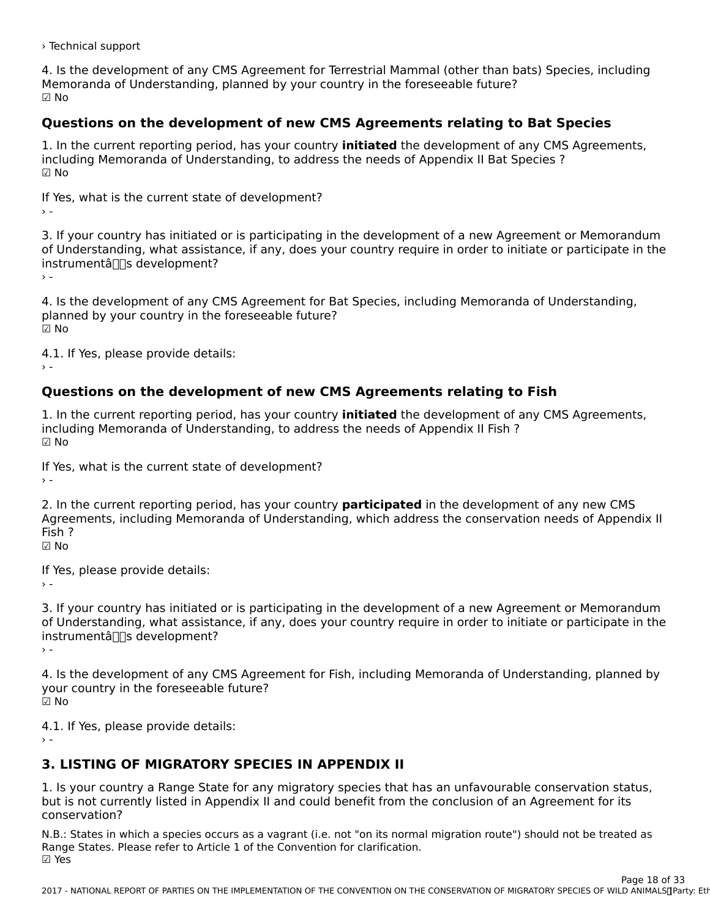› Technical support

4. Is the development of any CMS Agreement for Terrestrial Mammal (other than bats) Species, including Memoranda of Understanding, planned by your country in the foreseeable future?
☑ No

### Questions on the development of new CMS Agreements relating to Bat Species

1. In the current reporting period, has your country **initiated** the development of any CMS Agreements, including Memoranda of Understanding, to address the needs of Appendix II Bat Species ?
☑ No

If Yes, what is the current state of development?
› -

3. If your country has initiated or is participating in the development of a new Agreement or Memorandum of Understanding, what assistance, if any, does your country require in order to initiate or participate in the instrumentâs development?
› -

4. Is the development of any CMS Agreement for Bat Species, including Memoranda of Understanding, planned by your country in the foreseeable future?
☑ No

4.1. If Yes, please provide details:
› -

### Questions on the development of new CMS Agreements relating to Fish

1. In the current reporting period, has your country **initiated** the development of any CMS Agreements, including Memoranda of Understanding, to address the needs of Appendix II Fish ?
☑ No

If Yes, what is the current state of development?
› -

2. In the current reporting period, has your country **participated** in the development of any new CMS Agreements, including Memoranda of Understanding, which address the conservation needs of Appendix II Fish ?
☑ No

If Yes, please provide details:
› -

3. If your country has initiated or is participating in the development of a new Agreement or Memorandum of Understanding, what assistance, if any, does your country require in order to initiate or participate in the instrumentâs development?
› -

4. Is the development of any CMS Agreement for Fish, including Memoranda of Understanding, planned by your country in the foreseeable future?
☑ No

4.1. If Yes, please provide details:
› -

## 3. LISTING OF MIGRATORY SPECIES IN APPENDIX II

1. Is your country a Range State for any migratory species that has an unfavourable conservation status, but is not currently listed in Appendix II and could benefit from the conclusion of an Agreement for its conservation?

N.B.: States in which a species occurs as a vagrant (i.e. not "on its normal migration route") should not be treated as Range States. Please refer to Article 1 of the Convention for clarification.
☑ Yes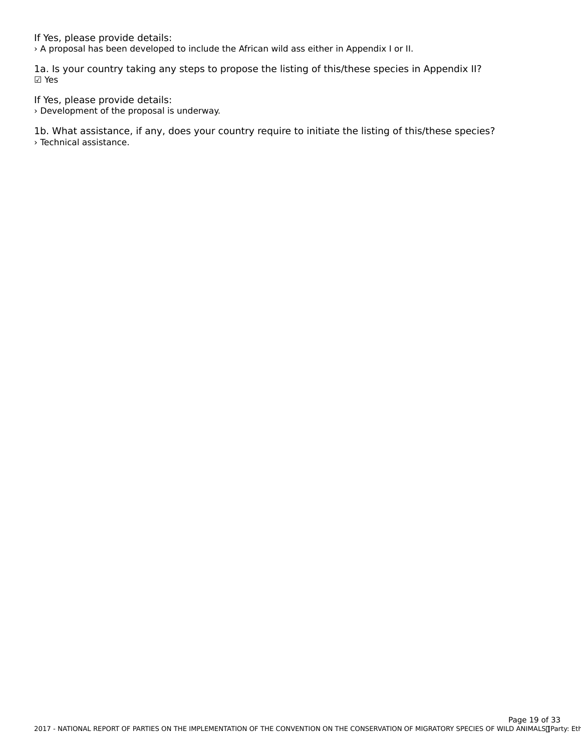If Yes, please provide details:
› A proposal has been developed to include the African wild ass either in Appendix I or II.

1a. Is your country taking any steps to propose the listing of this/these species in Appendix II?
☑ Yes

If Yes, please provide details:
› Development of the proposal is underway.

1b. What assistance, if any, does your country require to initiate the listing of this/these species?
› Technical assistance.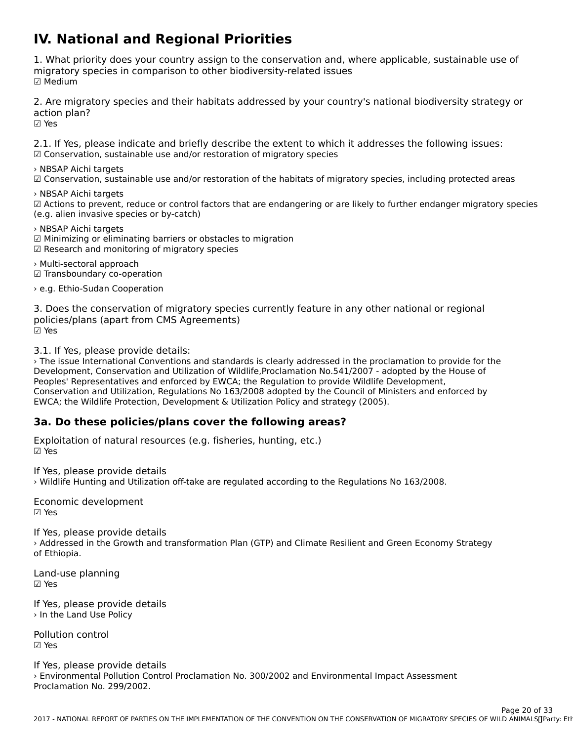## IV. National and Regional Priorities

1. What priority does your country assign to the conservation and, where applicable, sustainable use of migratory species in comparison to other biodiversity-related issues
☑ Medium

2. Are migratory species and their habitats addressed by your country's national biodiversity strategy or action plan?
☑ Yes

2.1. If Yes, please indicate and briefly describe the extent to which it addresses the following issues:
☑ Conservation, sustainable use and/or restoration of migratory species

› NBSAP Aichi targets
☑ Conservation, sustainable use and/or restoration of the habitats of migratory species, including protected areas

› NBSAP Aichi targets
☑ Actions to prevent, reduce or control factors that are endangering or are likely to further endanger migratory species (e.g. alien invasive species or by-catch)

› NBSAP Aichi targets
☑ Minimizing or eliminating barriers or obstacles to migration
☑ Research and monitoring of migratory species

› Multi-sectoral approach
☑ Transboundary co-operation

› e.g. Ethio-Sudan Cooperation

3. Does the conservation of migratory species currently feature in any other national or regional policies/plans (apart from CMS Agreements)
☑ Yes

3.1. If Yes, please provide details:
› The issue International Conventions and standards is clearly addressed in the proclamation to provide for the Development, Conservation and Utilization of Wildlife,Proclamation No.541/2007 - adopted by the House of Peoples' Representatives and enforced by EWCA; the Regulation to provide Wildlife Development, Conservation and Utilization, Regulations No 163/2008 adopted by the Council of Ministers and enforced by EWCA; the Wildlife Protection, Development & Utilization Policy and strategy (2005).

### 3a. Do these policies/plans cover the following areas?

Exploitation of natural resources (e.g. fisheries, hunting, etc.)
☑ Yes

If Yes, please provide details
› Wildlife Hunting and Utilization off-take are regulated according to the Regulations No 163/2008.

Economic development
☑ Yes

If Yes, please provide details
› Addressed in the Growth and transformation Plan (GTP) and Climate Resilient and Green Economy Strategy of Ethiopia.

Land-use planning
☑ Yes

If Yes, please provide details
› In the Land Use Policy

Pollution control
☑ Yes

If Yes, please provide details
› Environmental Pollution Control Proclamation No. 300/2002 and Environmental Impact Assessment Proclamation No. 299/2002.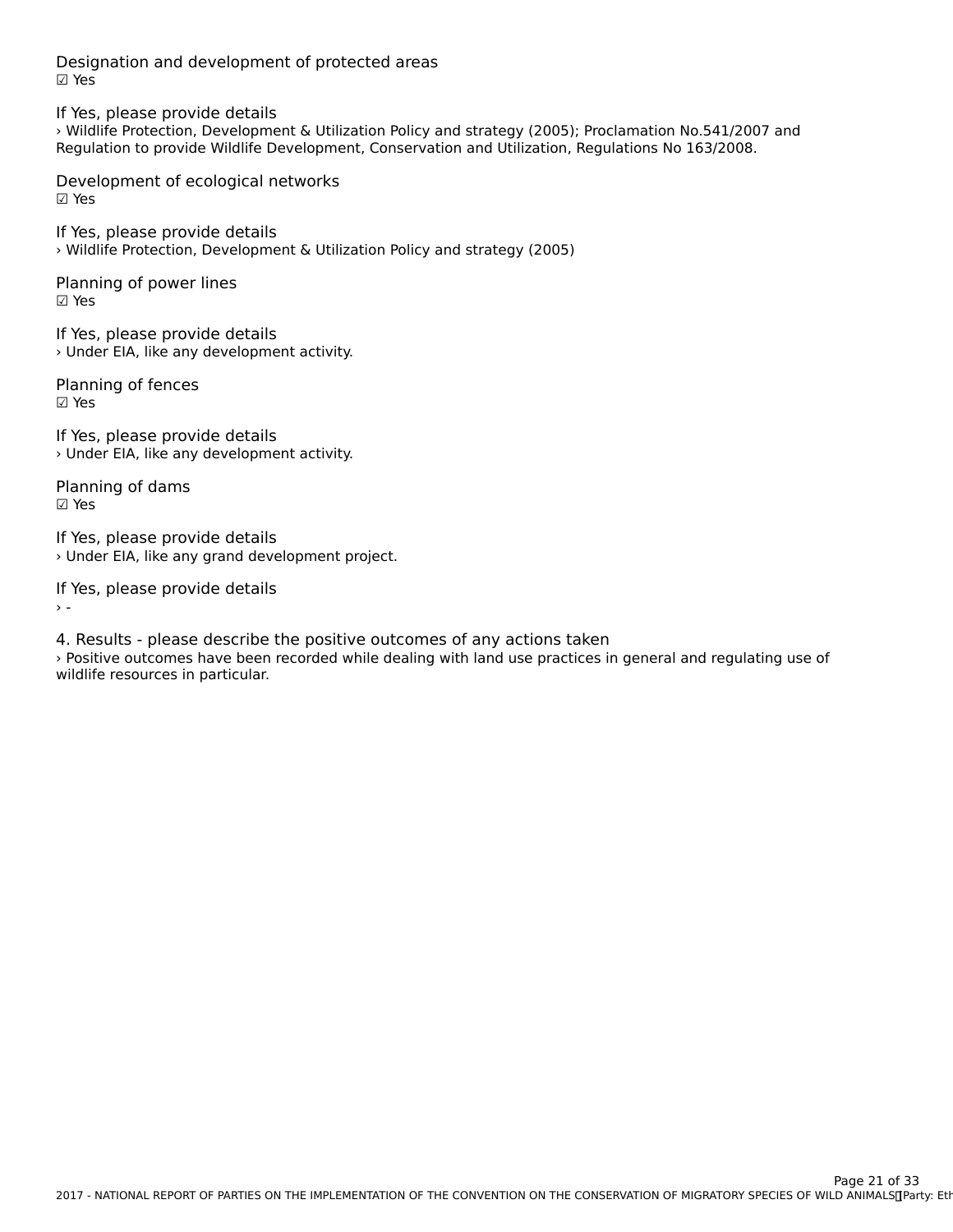Designation and development of protected areas
☑ Yes

If Yes, please provide details
› Wildlife Protection, Development & Utilization Policy and strategy (2005); Proclamation No.541/2007 and Regulation to provide Wildlife Development, Conservation and Utilization, Regulations No 163/2008.

Development of ecological networks
☑ Yes

If Yes, please provide details
› Wildlife Protection, Development & Utilization Policy and strategy (2005)

Planning of power lines
☑ Yes

If Yes, please provide details
› Under EIA, like any development activity.

Planning of fences
☑ Yes

If Yes, please provide details
› Under EIA, like any development activity.

Planning of dams
☑ Yes

If Yes, please provide details
› Under EIA, like any grand development project.

If Yes, please provide details
› -

4. Results - please describe the positive outcomes of any actions taken
› Positive outcomes have been recorded while dealing with land use practices in general and regulating use of wildlife resources in particular.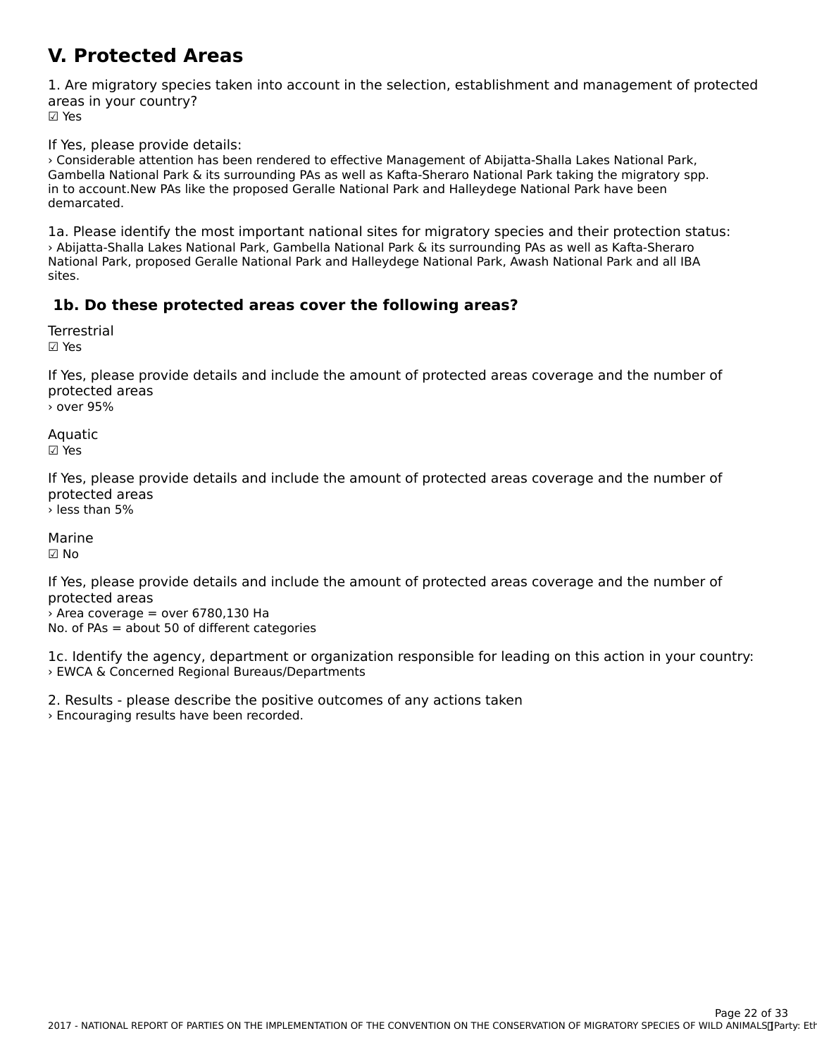# V. Protected Areas

1. Are migratory species taken into account in the selection, establishment and management of protected areas in your country?
☑ Yes

If Yes, please provide details:
› Considerable attention has been rendered to effective Management of Abijatta-Shalla Lakes National Park, Gambella National Park & its surrounding PAs as well as Kafta-Sheraro National Park taking the migratory spp. in to account.New PAs like the proposed Geralle National Park and Halleydege National Park have been demarcated.

1a. Please identify the most important national sites for migratory species and their protection status:
› Abijatta-Shalla Lakes National Park, Gambella National Park & its surrounding PAs as well as Kafta-Sheraro National Park, proposed Geralle National Park and Halleydege National Park, Awash National Park and all IBA sites.

### 1b. Do these protected areas cover the following areas?

Terrestrial
☑ Yes

If Yes, please provide details and include the amount of protected areas coverage and the number of protected areas
› over 95%

Aquatic
☑ Yes

If Yes, please provide details and include the amount of protected areas coverage and the number of protected areas
› less than 5%

Marine
☑ No

If Yes, please provide details and include the amount of protected areas coverage and the number of protected areas
› Area coverage = over 6780,130 Ha
No. of PAs = about 50 of different categories

1c. Identify the agency, department or organization responsible for leading on this action in your country:
› EWCA & Concerned Regional Bureaus/Departments

2. Results - please describe the positive outcomes of any actions taken
› Encouraging results have been recorded.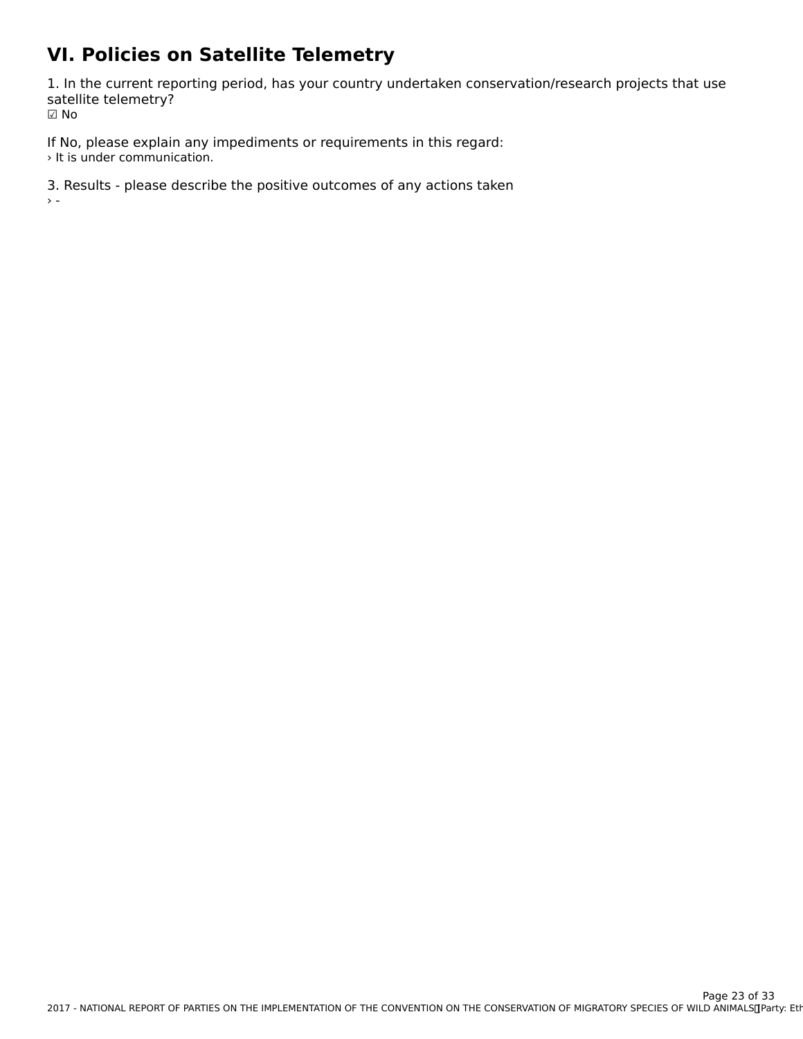# VI. Policies on Satellite Telemetry

1. In the current reporting period, has your country undertaken conservation/research projects that use satellite telemetry?

☑ No

If No, please explain any impediments or requirements in this regard:

› It is under communication.

3. Results - please describe the positive outcomes of any actions taken

› -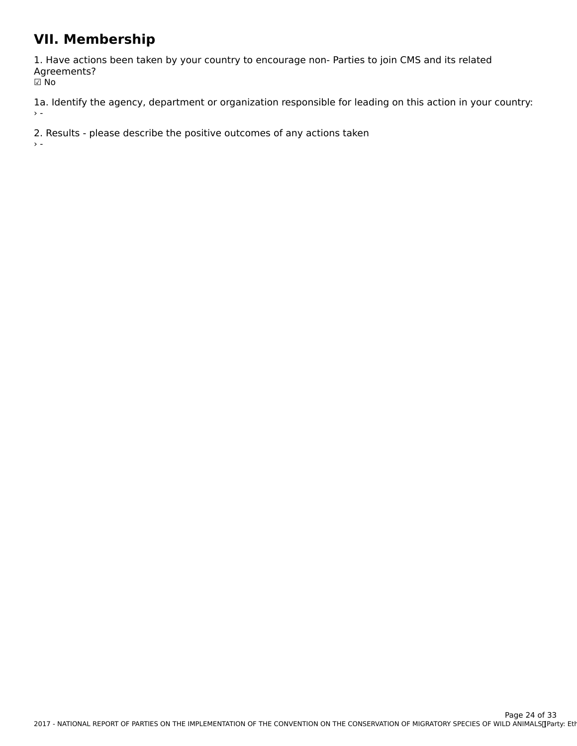# VII. Membership

1. Have actions been taken by your country to encourage non- Parties to join CMS and its related Agreements?
☑ No

1a. Identify the agency, department or organization responsible for leading on this action in your country:
› -

2. Results - please describe the positive outcomes of any actions taken
› -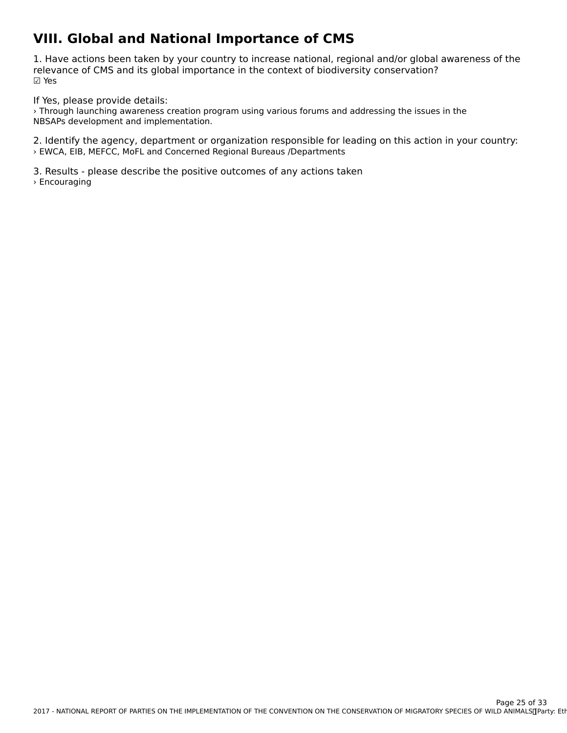## VIII. Global and National Importance of CMS

1. Have actions been taken by your country to increase national, regional and/or global awareness of the relevance of CMS and its global importance in the context of biodiversity conservation?
☑ Yes

If Yes, please provide details:
› Through launching awareness creation program using various forums and addressing the issues in the NBSAPs development and implementation.

2. Identify the agency, department or organization responsible for leading on this action in your country:
› EWCA, EIB, MEFCC, MoFL and Concerned Regional Bureaus /Departments

3. Results - please describe the positive outcomes of any actions taken
› Encouraging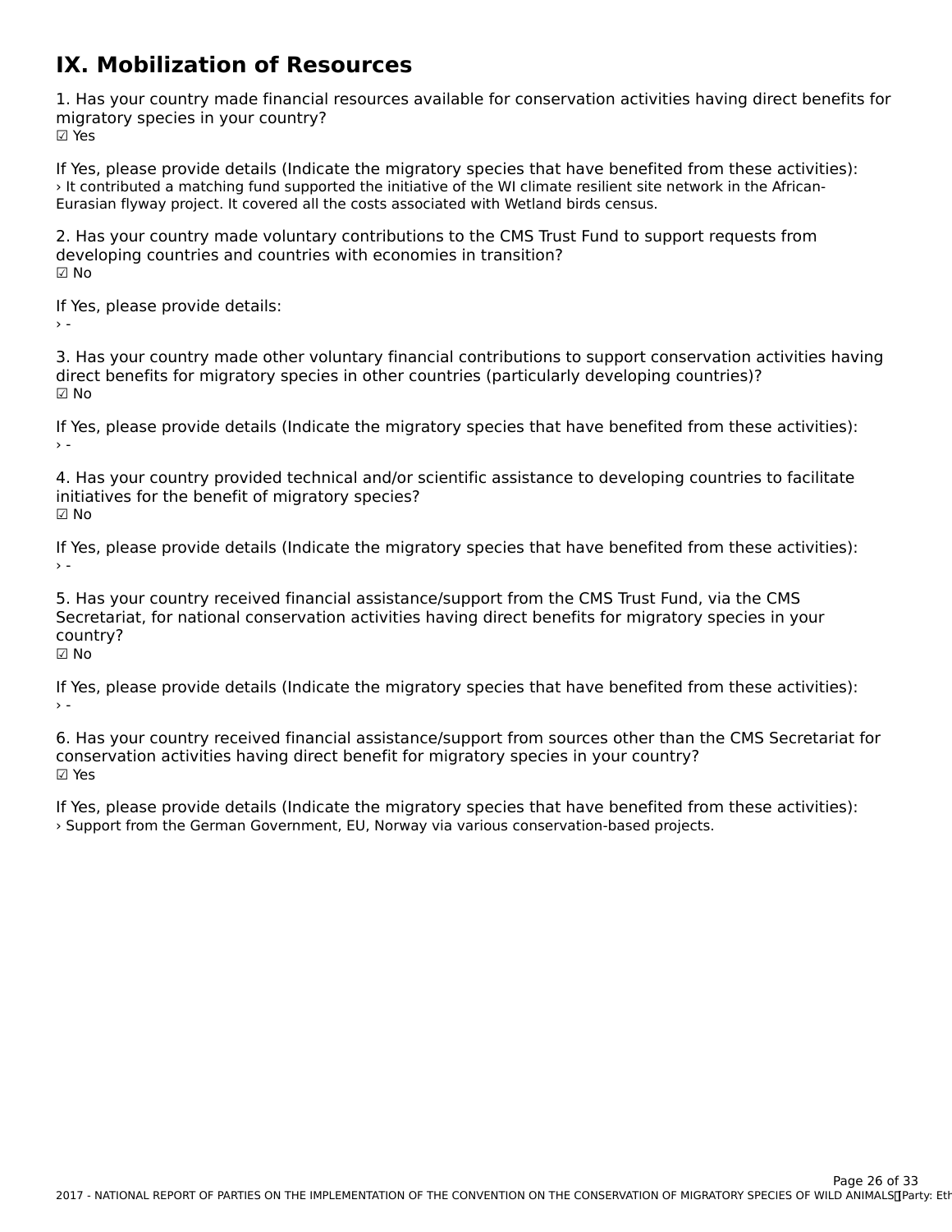# IX. Mobilization of Resources

1. Has your country made financial resources available for conservation activities having direct benefits for migratory species in your country?
☑ Yes

If Yes, please provide details (Indicate the migratory species that have benefited from these activities):
› It contributed a matching fund supported the initiative of the WI climate resilient site network in the African-Eurasian flyway project. It covered all the costs associated with Wetland birds census.

2. Has your country made voluntary contributions to the CMS Trust Fund to support requests from developing countries and countries with economies in transition?
☑ No

If Yes, please provide details:
› -

3. Has your country made other voluntary financial contributions to support conservation activities having direct benefits for migratory species in other countries (particularly developing countries)?
☑ No

If Yes, please provide details (Indicate the migratory species that have benefited from these activities):
› -

4. Has your country provided technical and/or scientific assistance to developing countries to facilitate initiatives for the benefit of migratory species?
☑ No

If Yes, please provide details (Indicate the migratory species that have benefited from these activities):
› -

5. Has your country received financial assistance/support from the CMS Trust Fund, via the CMS Secretariat, for national conservation activities having direct benefits for migratory species in your country?
☑ No

If Yes, please provide details (Indicate the migratory species that have benefited from these activities):
› -

6. Has your country received financial assistance/support from sources other than the CMS Secretariat for conservation activities having direct benefit for migratory species in your country?
☑ Yes

If Yes, please provide details (Indicate the migratory species that have benefited from these activities):
› Support from the German Government, EU, Norway via various conservation-based projects.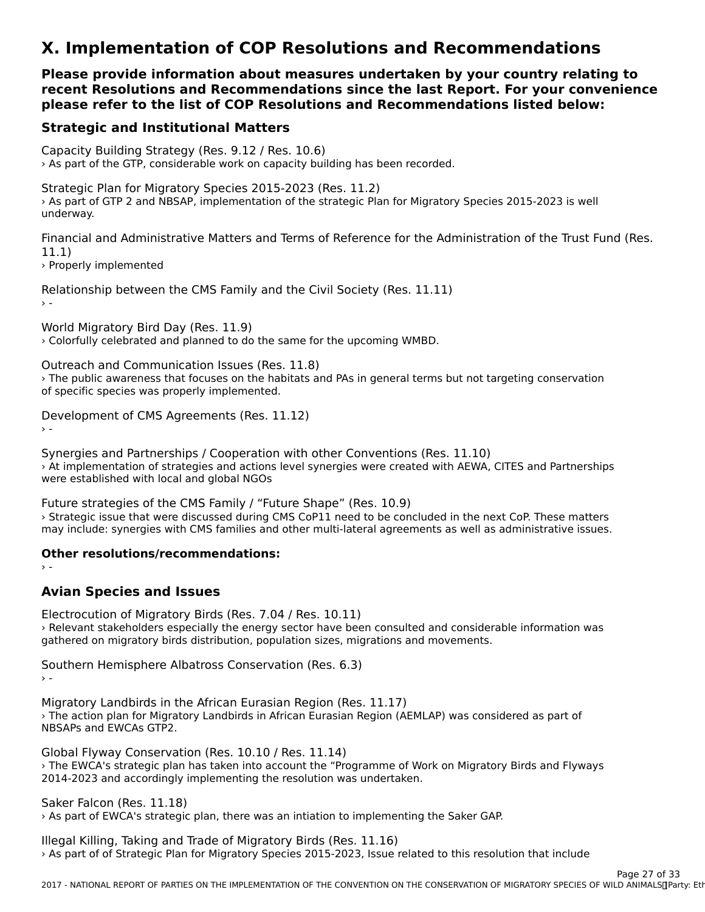# X. Implementation of COP Resolutions and Recommendations

### Please provide information about measures undertaken by your country relating to recent Resolutions and Recommendations since the last Report. For your convenience please refer to the list of COP Resolutions and Recommendations listed below:

### Strategic and Institutional Matters

Capacity Building Strategy (Res. 9.12 / Res. 10.6)
› As part of the GTP, considerable work on capacity building has been recorded.

Strategic Plan for Migratory Species 2015-2023 (Res. 11.2)
› As part of GTP 2 and NBSAP, implementation of the strategic Plan for Migratory Species 2015-2023 is well underway.

Financial and Administrative Matters and Terms of Reference for the Administration of the Trust Fund (Res. 11.1)
› Properly implemented

Relationship between the CMS Family and the Civil Society (Res. 11.11)
› -

World Migratory Bird Day (Res. 11.9)
› Colorfully celebrated and planned to do the same for the upcoming WMBD.

Outreach and Communication Issues (Res. 11.8)
› The public awareness that focuses on the habitats and PAs in general terms but not targeting conservation of specific species was properly implemented.

Development of CMS Agreements (Res. 11.12)
› -

Synergies and Partnerships / Cooperation with other Conventions (Res. 11.10)
› At implementation of strategies and actions level synergies were created with AEWA, CITES and Partnerships were established with local and global NGOs

Future strategies of the CMS Family / “Future Shape” (Res. 10.9)
› Strategic issue that were discussed during CMS CoP11 need to be concluded in the next CoP. These matters may include: synergies with CMS families and other multi-lateral agreements as well as administrative issues.

**Other resolutions/recommendations:**
› -

### Avian Species and Issues

Electrocution of Migratory Birds (Res. 7.04 / Res. 10.11)
› Relevant stakeholders especially the energy sector have been consulted and considerable information was gathered on migratory birds distribution, population sizes, migrations and movements.

Southern Hemisphere Albatross Conservation (Res. 6.3)
› -

Migratory Landbirds in the African Eurasian Region (Res. 11.17)
› The action plan for Migratory Landbirds in African Eurasian Region (AEMLAP) was considered as part of NBSAPs and EWCAs GTP2.

Global Flyway Conservation (Res. 10.10 / Res. 11.14)
› The EWCA's strategic plan has taken into account the “Programme of Work on Migratory Birds and Flyways 2014-2023 and accordingly implementing the resolution was undertaken.

Saker Falcon (Res. 11.18)
› As part of EWCA's strategic plan, there was an intiation to implementing the Saker GAP.

Illegal Killing, Taking and Trade of Migratory Birds (Res. 11.16)
› As part of of Strategic Plan for Migratory Species 2015-2023, Issue related to this resolution that include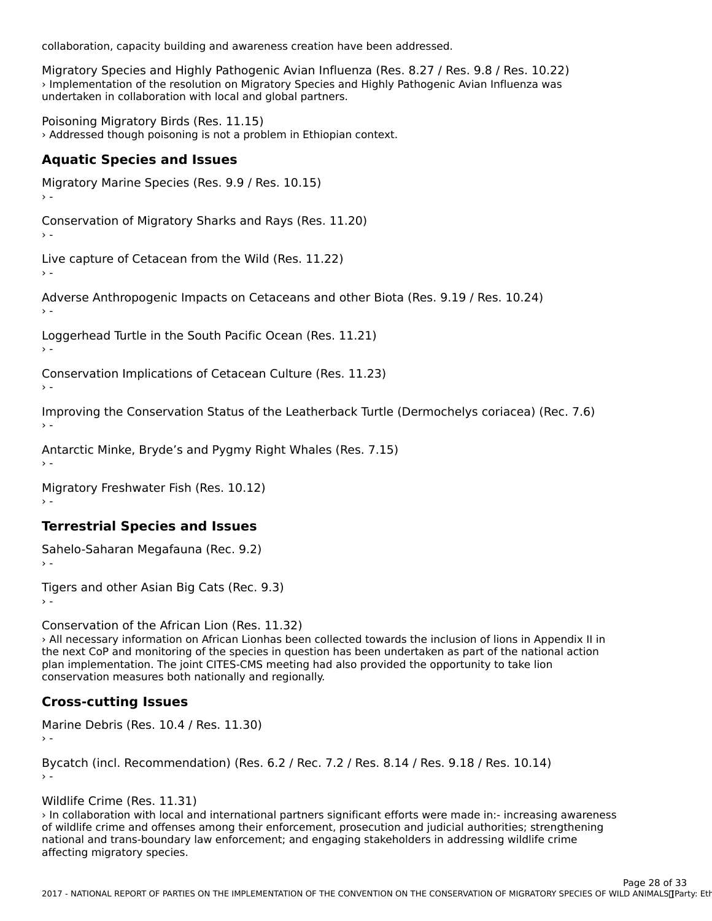collaboration, capacity building and awareness creation have been addressed.

Migratory Species and Highly Pathogenic Avian Influenza (Res. 8.27 / Res. 9.8 / Res. 10.22)
› Implementation of the resolution on Migratory Species and Highly Pathogenic Avian Influenza was undertaken in collaboration with local and global partners.

Poisoning Migratory Birds (Res. 11.15)
› Addressed though poisoning is not a problem in Ethiopian context.

## Aquatic Species and Issues

Migratory Marine Species (Res. 9.9 / Res. 10.15)
› -

Conservation of Migratory Sharks and Rays (Res. 11.20)
› -

Live capture of Cetacean from the Wild (Res. 11.22)
› -

Adverse Anthropogenic Impacts on Cetaceans and other Biota (Res. 9.19 / Res. 10.24)
› -

Loggerhead Turtle in the South Pacific Ocean (Res. 11.21)
› -

Conservation Implications of Cetacean Culture (Res. 11.23)
› -

Improving the Conservation Status of the Leatherback Turtle (Dermochelys coriacea) (Rec. 7.6)
› -

Antarctic Minke, Bryde's and Pygmy Right Whales (Res. 7.15)
› -

Migratory Freshwater Fish (Res. 10.12)
› -

## Terrestrial Species and Issues

Sahelo-Saharan Megafauna (Rec. 9.2)
› -

Tigers and other Asian Big Cats (Rec. 9.3)
› -

Conservation of the African Lion (Res. 11.32)
› All necessary information on African Lionhas been collected towards the inclusion of lions in Appendix II in the next CoP and monitoring of the species in question has been undertaken as part of the national action plan implementation. The joint CITES-CMS meeting had also provided the opportunity to take lion conservation measures both nationally and regionally.

## Cross-cutting Issues

Marine Debris (Res. 10.4 / Res. 11.30)
› -

Bycatch (incl. Recommendation) (Res. 6.2 / Rec. 7.2 / Res. 8.14 / Res. 9.18 / Res. 10.14)
› -

Wildlife Crime (Res. 11.31)
› In collaboration with local and international partners significant efforts were made in:- increasing awareness of wildlife crime and offenses among their enforcement, prosecution and judicial authorities; strengthening national and trans-boundary law enforcement; and engaging stakeholders in addressing wildlife crime affecting migratory species.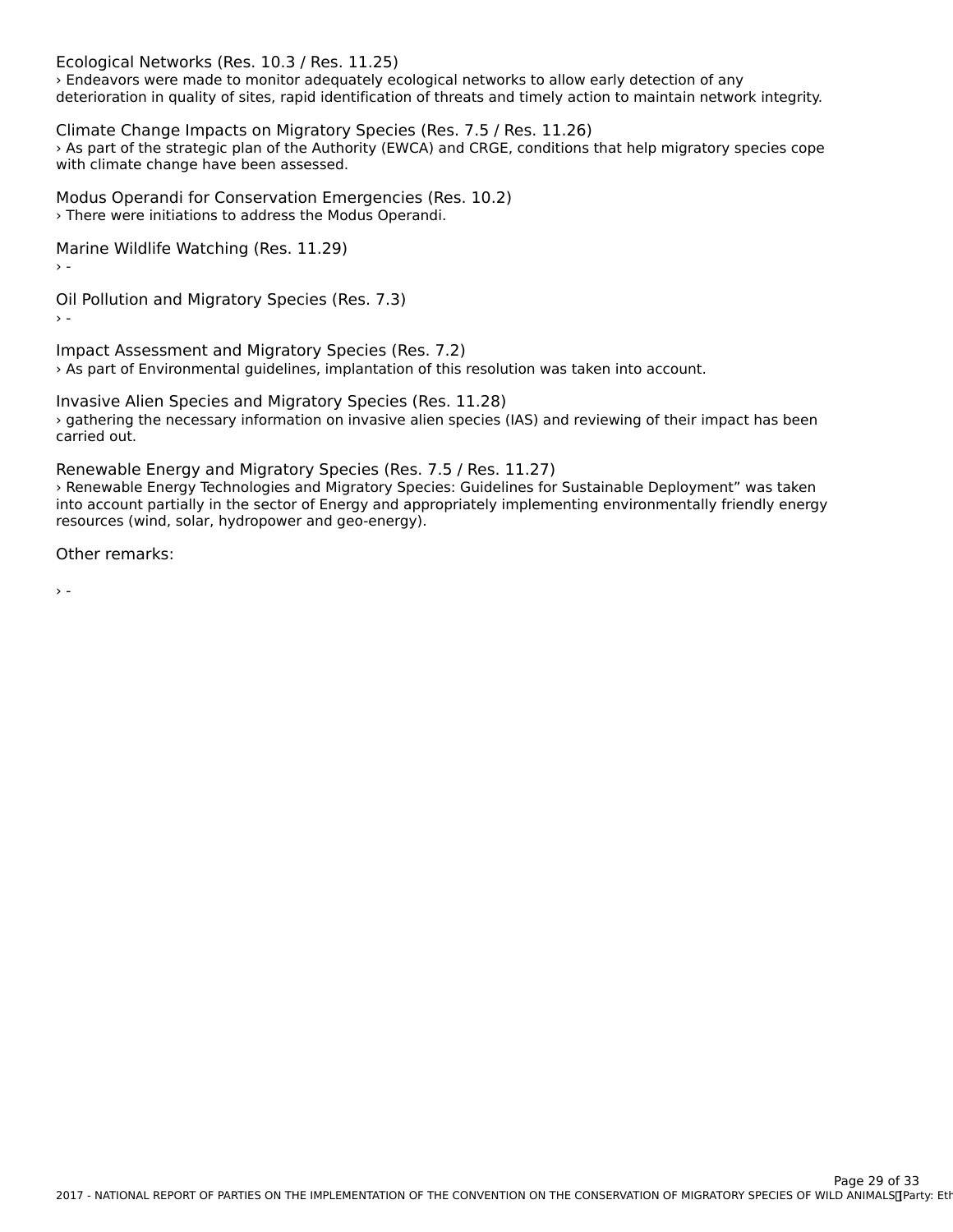Ecological Networks (Res. 10.3 / Res. 11.25)

› Endeavors were made to monitor adequately ecological networks to allow early detection of any deterioration in quality of sites, rapid identification of threats and timely action to maintain network integrity.

Climate Change Impacts on Migratory Species (Res. 7.5 / Res. 11.26)

› As part of the strategic plan of the Authority (EWCA) and CRGE, conditions that help migratory species cope with climate change have been assessed.

Modus Operandi for Conservation Emergencies (Res. 10.2)

› There were initiations to address the Modus Operandi.

Marine Wildlife Watching (Res. 11.29)

› -

Oil Pollution and Migratory Species (Res. 7.3)

› -

Impact Assessment and Migratory Species (Res. 7.2)

› As part of Environmental guidelines, implantation of this resolution was taken into account.

Invasive Alien Species and Migratory Species (Res. 11.28)

› gathering the necessary information on invasive alien species (IAS) and reviewing of their impact has been carried out.

Renewable Energy and Migratory Species (Res. 7.5 / Res. 11.27)

› Renewable Energy Technologies and Migratory Species: Guidelines for Sustainable Deployment" was taken into account partially in the sector of Energy and appropriately implementing environmentally friendly energy resources (wind, solar, hydropower and geo-energy).

Other remarks:

› -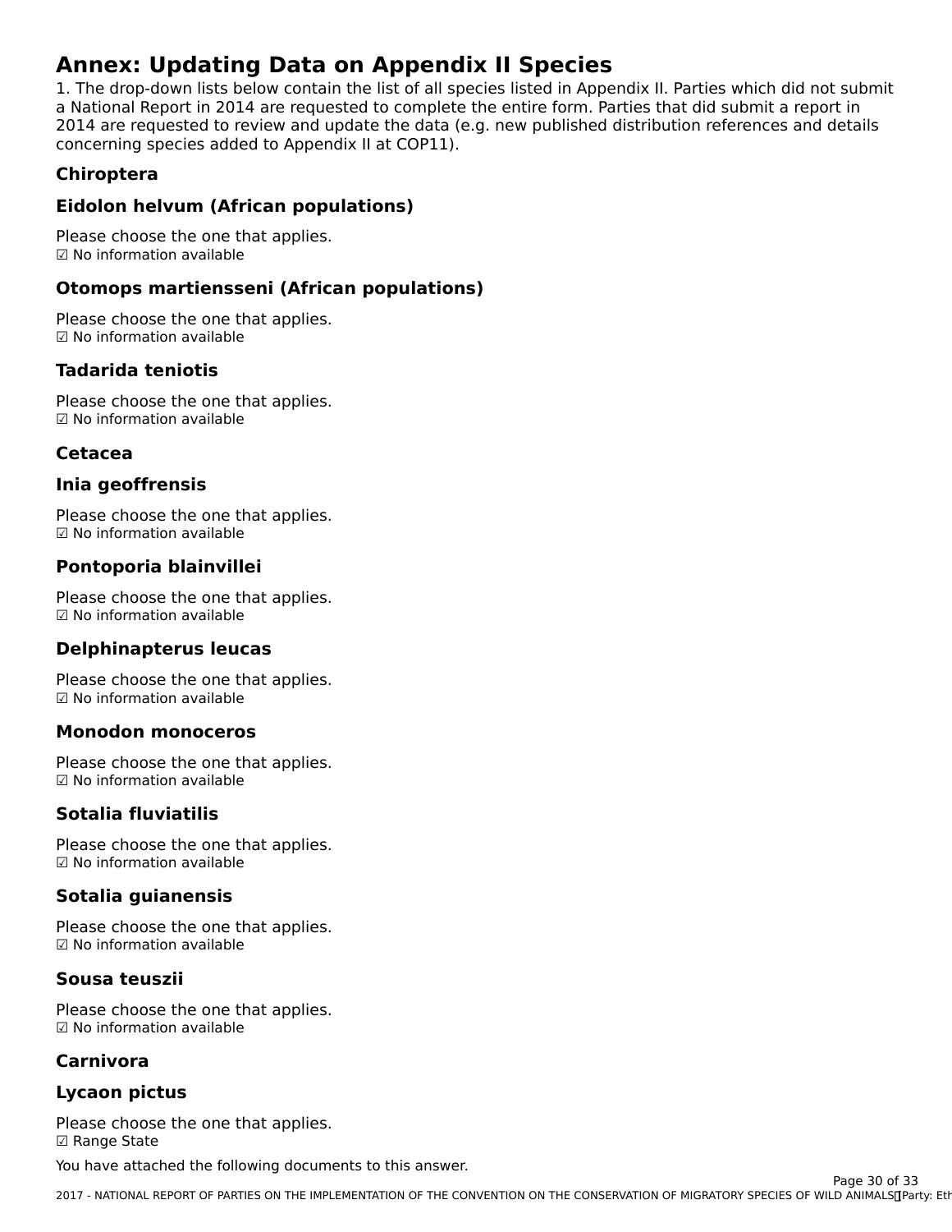# Annex: Updating Data on Appendix II Species

1. The drop-down lists below contain the list of all species listed in Appendix II. Parties which did not submit a National Report in 2014 are requested to complete the entire form. Parties that did submit a report in 2014 are requested to review and update the data (e.g. new published distribution references and details concerning species added to Appendix II at COP11).

### Chiroptera

### Eidolon helvum (African populations)

Please choose the one that applies.
☑ No information available

### Otomops martiensseni (African populations)

Please choose the one that applies.
☑ No information available

### Tadarida teniotis

Please choose the one that applies.
☑ No information available

### Cetacea

### Inia geoffrensis

Please choose the one that applies.
☑ No information available

### Pontoporia blainvillei

Please choose the one that applies.
☑ No information available

### Delphinapterus leucas

Please choose the one that applies.
☑ No information available

### Monodon monoceros

Please choose the one that applies.
☑ No information available

### Sotalia fluviatilis

Please choose the one that applies.
☑ No information available

### Sotalia guianensis

Please choose the one that applies.
☑ No information available

### Sousa teuszii

Please choose the one that applies.
☑ No information available

### Carnivora

### Lycaon pictus

Please choose the one that applies.
☑ Range State

You have attached the following documents to this answer.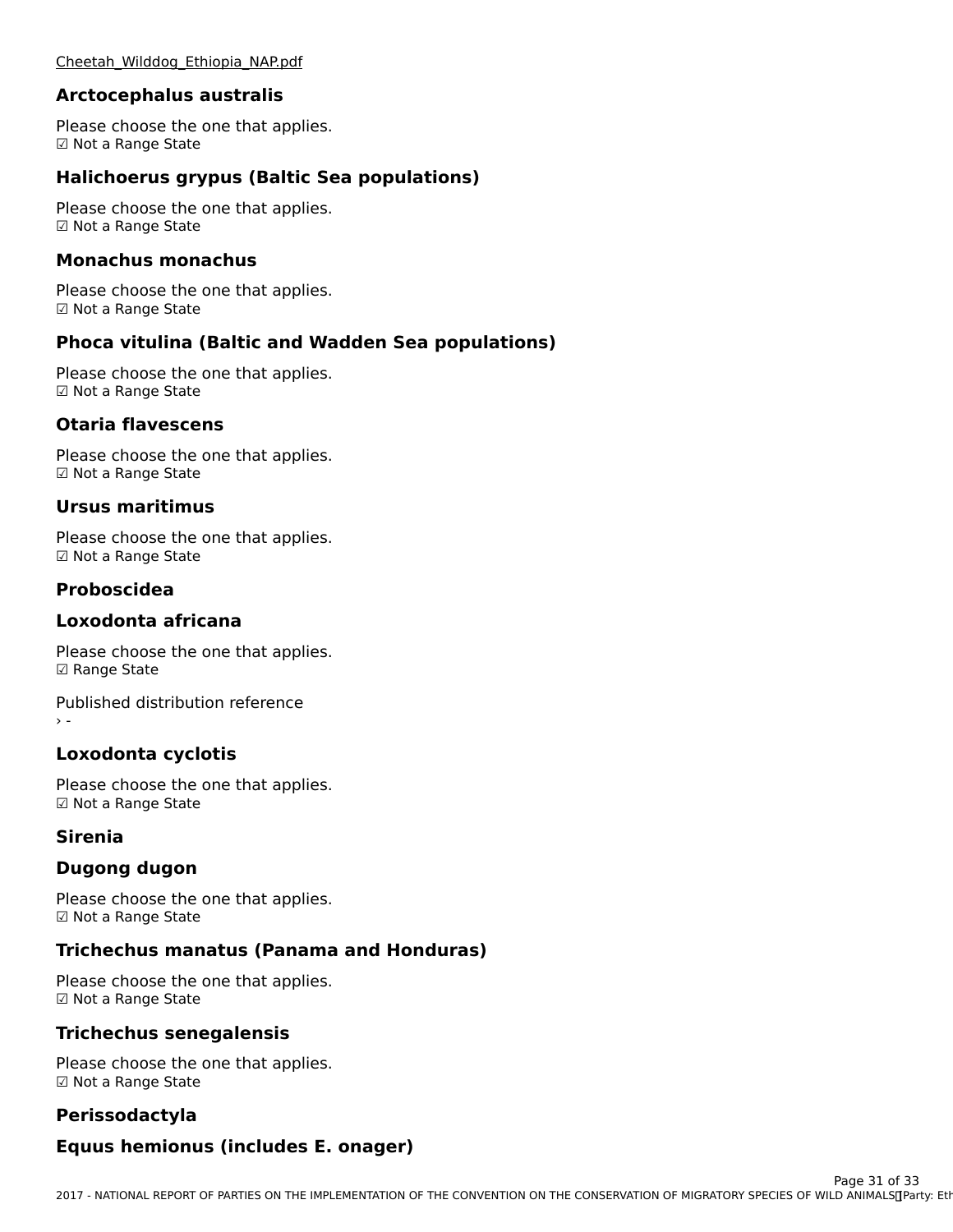Cheetah_Wilddog_Ethiopia_NAP.pdf

### Arctocephalus australis

Please choose the one that applies.
☑ Not a Range State

### Halichoerus grypus (Baltic Sea populations)

Please choose the one that applies.
☑ Not a Range State

### Monachus monachus

Please choose the one that applies.
☑ Not a Range State

### Phoca vitulina (Baltic and Wadden Sea populations)

Please choose the one that applies.
☑ Not a Range State

### Otaria flavescens

Please choose the one that applies.
☑ Not a Range State

### Ursus maritimus

Please choose the one that applies.
☑ Not a Range State

### Proboscidea

### Loxodonta africana

Please choose the one that applies.
☑ Range State

Published distribution reference
› -

### Loxodonta cyclotis

Please choose the one that applies.
☑ Not a Range State

### Sirenia

### Dugong dugon

Please choose the one that applies.
☑ Not a Range State

### Trichechus manatus (Panama and Honduras)

Please choose the one that applies.
☑ Not a Range State

### Trichechus senegalensis

Please choose the one that applies.
☑ Not a Range State

### Perissodactyla

### Equus hemionus (includes E. onager)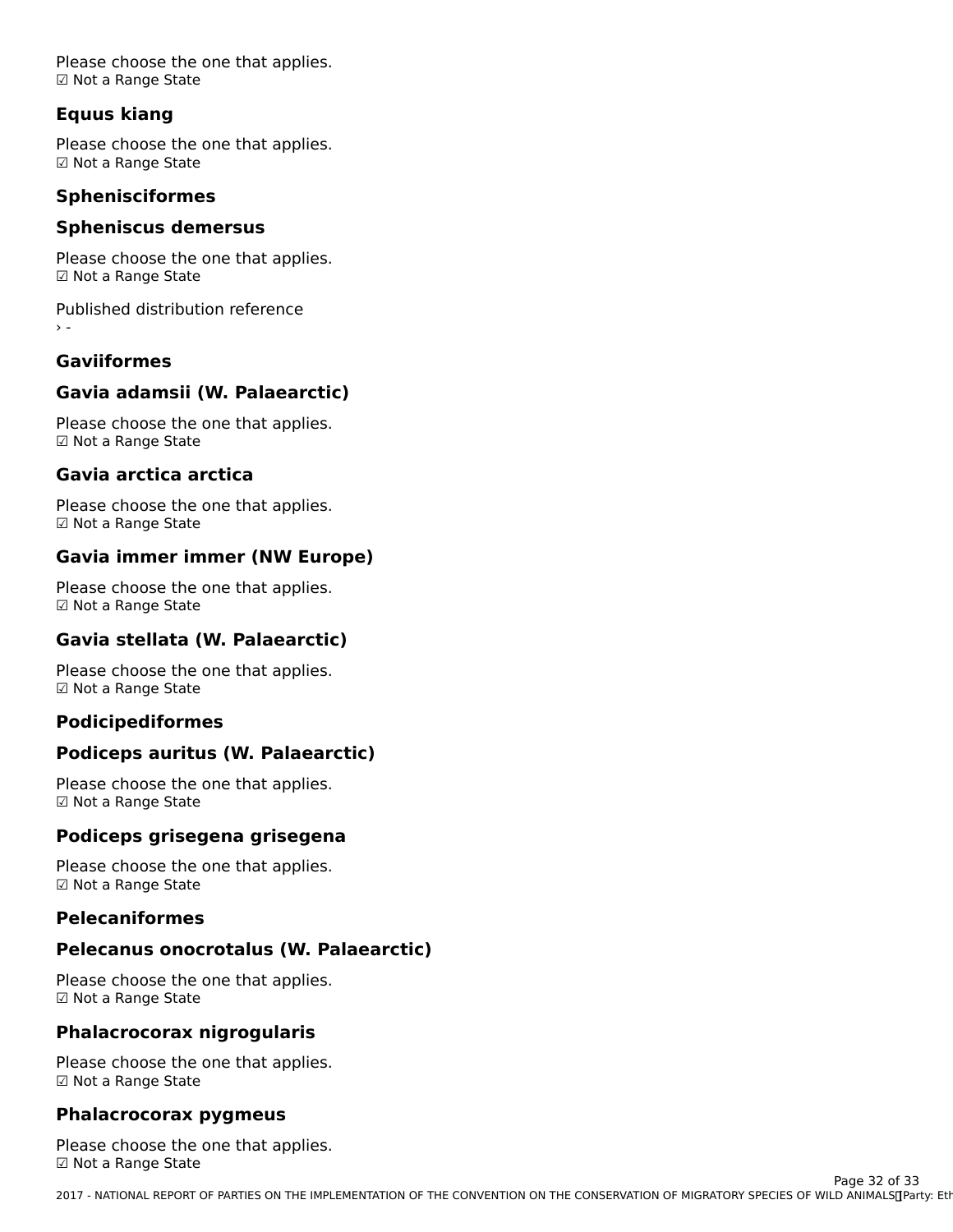Please choose the one that applies.
☑ Not a Range State

### Equus kiang

Please choose the one that applies.
☑ Not a Range State

### Sphenisciformes

### Spheniscus demersus

Please choose the one that applies.
☑ Not a Range State

Published distribution reference
› -

### Gaviiformes

### Gavia adamsii (W. Palaearctic)

Please choose the one that applies.
☑ Not a Range State

### Gavia arctica arctica

Please choose the one that applies.
☑ Not a Range State

### Gavia immer immer (NW Europe)

Please choose the one that applies.
☑ Not a Range State

### Gavia stellata (W. Palaearctic)

Please choose the one that applies.
☑ Not a Range State

### Podicipediformes

### Podiceps auritus (W. Palaearctic)

Please choose the one that applies.
☑ Not a Range State

### Podiceps grisegena grisegena

Please choose the one that applies.
☑ Not a Range State

### Pelecaniformes

### Pelecanus onocrotalus (W. Palaearctic)

Please choose the one that applies.
☑ Not a Range State

### Phalacrocorax nigrogularis

Please choose the one that applies.
☑ Not a Range State

### Phalacrocorax pygmeus

Please choose the one that applies.
☑ Not a Range State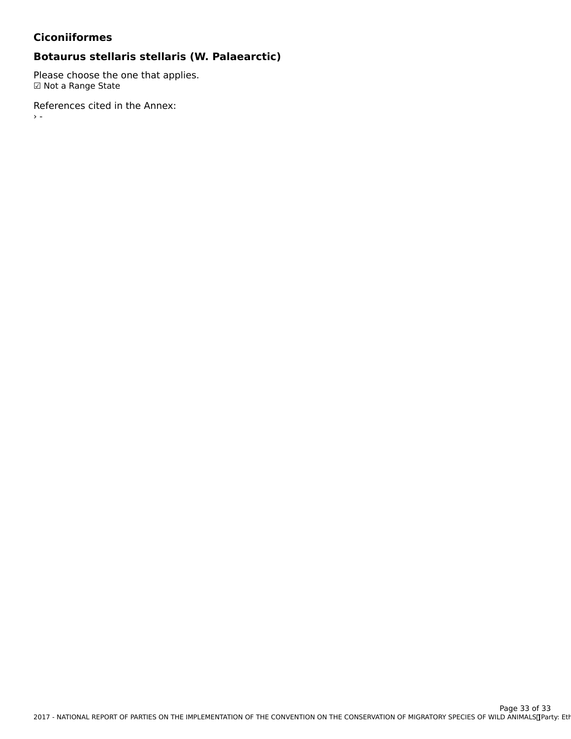## Ciconiiformes

### Botaurus stellaris stellaris (W. Palaearctic)

Please choose the one that applies.
☑ Not a Range State

References cited in the Annex:
› -